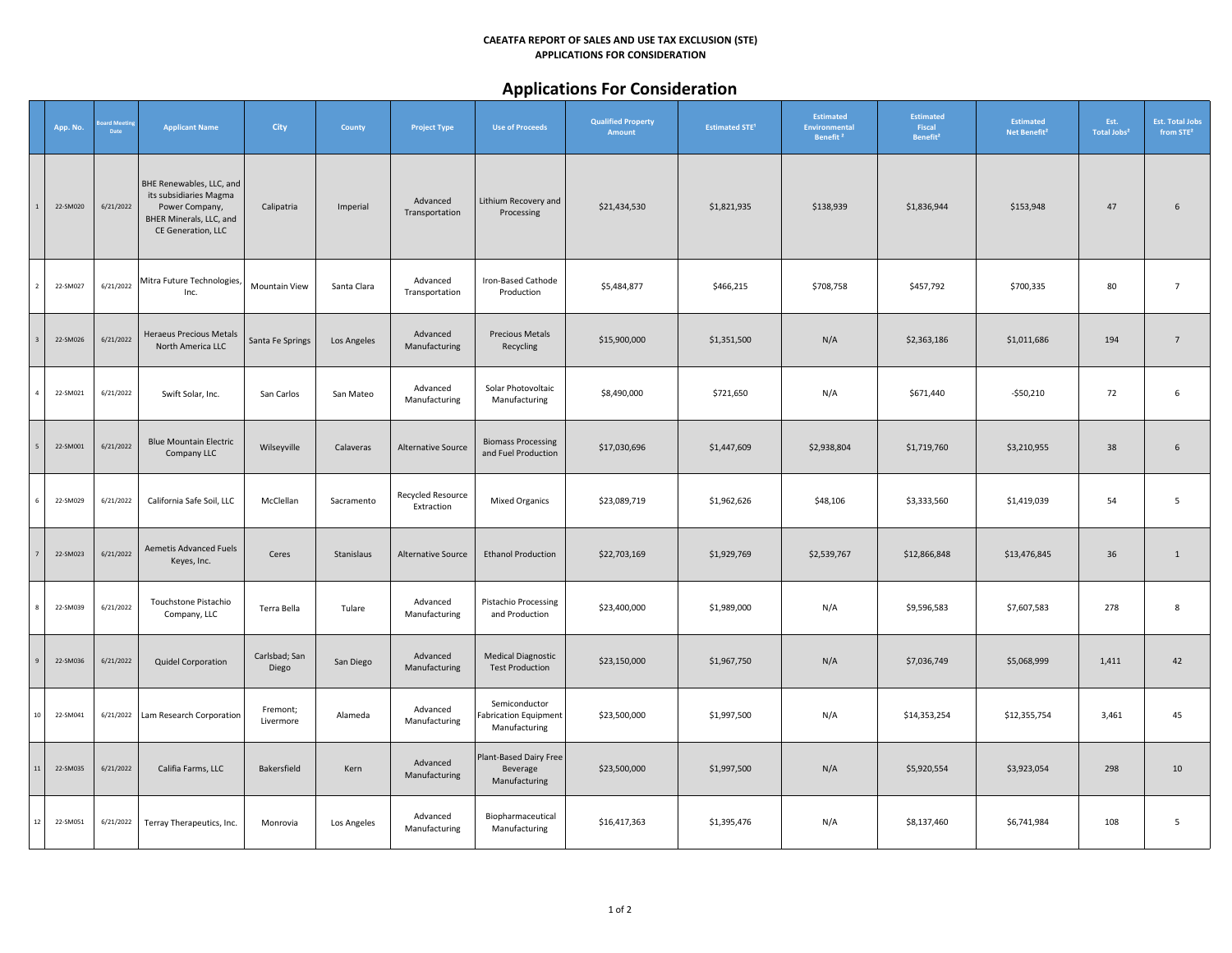**CAEATFA REPORT OF SALES AND USE TAX EXCLUSION (STE)**
**APPLICATIONS FOR CONSIDERATION**

# Applications For Consideration

| | App. No. | Board Meeting Date | Applicant Name | City | County | Project Type | Use of Proceeds | Qualified Property Amount | Estimated STE[1] | Estimated Environmental Benefit [2] | Estimated Fiscal Benefit[2] | Estimated Net Benefit[2] | Est. Total Jobs[2] | Est. Total Jobs from STE[2] |
|---|---|---|---|---|---|---|---|---|---|---|---|---|---|---|
| 1 | 22-SM020 | 6/21/2022 | BHE Renewables, LLC, and its subsidiaries Magma Power Company, BHER Minerals, LLC, and CE Generation, LLC | Calipatria | Imperial | Advanced Transportation | Lithium Recovery and Processing | $21,434,530 | $1,821,935 | $138,939 | $1,836,944 | $153,948 | 47 | 6 |
| 2 | 22-SM027 | 6/21/2022 | Mitra Future Technologies, Inc. | Mountain View | Santa Clara | Advanced Transportation | Iron-Based Cathode Production | $5,484,877 | $466,215 | $708,758 | $457,792 | $700,335 | 80 | 7 |
| 3 | 22-SM026 | 6/21/2022 | Heraeus Precious Metals North America LLC | Santa Fe Springs | Los Angeles | Advanced Manufacturing | Precious Metals Recycling | $15,900,000 | $1,351,500 | N/A | $2,363,186 | $1,011,686 | 194 | 7 |
| 4 | 22-SM021 | 6/21/2022 | Swift Solar, Inc. | San Carlos | San Mateo | Advanced Manufacturing | Solar Photovoltaic Manufacturing | $8,490,000 | $721,650 | N/A | $671,440 | -$50,210 | 72 | 6 |
| 5 | 22-SM001 | 6/21/2022 | Blue Mountain Electric Company LLC | Wilseyville | Calaveras | Alternative Source | Biomass Processing and Fuel Production | $17,030,696 | $1,447,609 | $2,938,804 | $1,719,760 | $3,210,955 | 38 | 6 |
| 6 | 22-SM029 | 6/21/2022 | California Safe Soil, LLC | McClellan | Sacramento | Recycled Resource Extraction | Mixed Organics | $23,089,719 | $1,962,626 | $48,106 | $3,333,560 | $1,419,039 | 54 | 5 |
| 7 | 22-SM023 | 6/21/2022 | Aemetis Advanced Fuels Keyes, Inc. | Ceres | Stanislaus | Alternative Source | Ethanol Production | $22,703,169 | $1,929,769 | $2,539,767 | $12,866,848 | $13,476,845 | 36 | 1 |
| 8 | 22-SM039 | 6/21/2022 | Touchstone Pistachio Company, LLC | Terra Bella | Tulare | Advanced Manufacturing | Pistachio Processing and Production | $23,400,000 | $1,989,000 | N/A | $9,596,583 | $7,607,583 | 278 | 8 |
| 9 | 22-SM036 | 6/21/2022 | Quidel Corporation | Carlsbad; San Diego | San Diego | Advanced Manufacturing | Medical Diagnostic Test Production | $23,150,000 | $1,967,750 | N/A | $7,036,749 | $5,068,999 | 1,411 | 42 |
| 10 | 22-SM041 | 6/21/2022 | Lam Research Corporation | Fremont; Livermore | Alameda | Advanced Manufacturing | Semiconductor Fabrication Equipment Manufacturing | $23,500,000 | $1,997,500 | N/A | $14,353,254 | $12,355,754 | 3,461 | 45 |
| 11 | 22-SM035 | 6/21/2022 | Califia Farms, LLC | Bakersfield | Kern | Advanced Manufacturing | Plant-Based Dairy Free Beverage Manufacturing | $23,500,000 | $1,997,500 | N/A | $5,920,554 | $3,923,054 | 298 | 10 |
| 12 | 22-SM051 | 6/21/2022 | Terray Therapeutics, Inc. | Monrovia | Los Angeles | Advanced Manufacturing | Biopharmaceutical Manufacturing | $16,417,363 | $1,395,476 | N/A | $8,137,460 | $6,741,984 | 108 | 5 |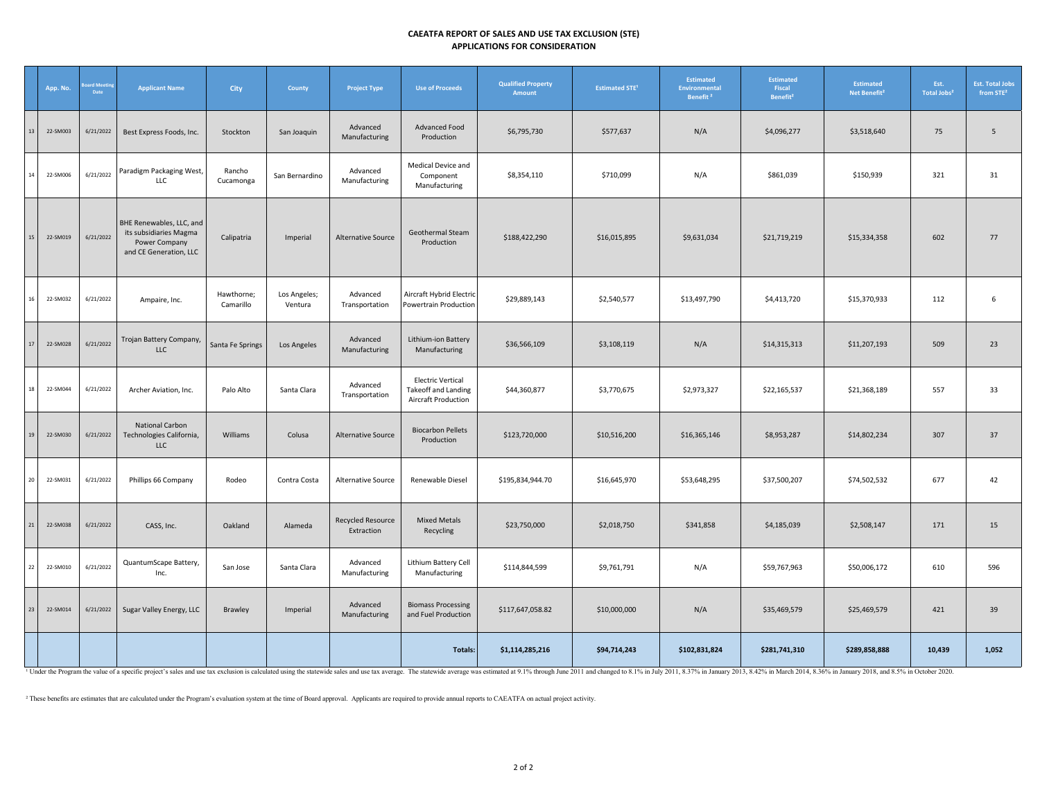# CAEATFA REPORT OF SALES AND USE TAX EXCLUSION (STE)
## APPLICATIONS FOR CONSIDERATION

| | App. No. | Board Meeting Date | Applicant Name | City | County | Project Type | Use of Proceeds | Qualified Property Amount | Estimated STE[1] | Estimated Environmental Benefit[2] | Estimated Fiscal Benefit[2] | Estimated Net Benefit[2] | Est. Total Jobs[2] | Est. Total Jobs from STE[2] |
|---|---|---|---|---|---|---|---|---|---|---|---|---|---|---|
| 13 | 22-SM003 | 6/21/2022 | Best Express Foods, Inc. | Stockton | San Joaquin | Advanced Manufacturing | Advanced Food Production | $6,795,730 | $577,637 | N/A | $4,096,277 | $3,518,640 | 75 | 5 |
| 14 | 22-SM006 | 6/21/2022 | Paradigm Packaging West, LLC | Rancho Cucamonga | San Bernardino | Advanced Manufacturing | Medical Device and Component Manufacturing | $8,354,110 | $710,099 | N/A | $861,039 | $150,939 | 321 | 31 |
| 15 | 22-SM019 | 6/21/2022 | BHE Renewables, LLC, and its subsidiaries Magma Power Company and CE Generation, LLC | Calipatria | Imperial | Alternative Source | Geothermal Steam Production | $188,422,290 | $16,015,895 | $9,631,034 | $21,719,219 | $15,334,358 | 602 | 77 |
| 16 | 22-SM032 | 6/21/2022 | Ampaire, Inc. | Hawthorne; Camarillo | Los Angeles; Ventura | Advanced Transportation | Aircraft Hybrid Electric Powertrain Production | $29,889,143 | $2,540,577 | $13,497,790 | $4,413,720 | $15,370,933 | 112 | 6 |
| 17 | 22-SM028 | 6/21/2022 | Trojan Battery Company, LLC | Santa Fe Springs | Los Angeles | Advanced Manufacturing | Lithium-ion Battery Manufacturing | $36,566,109 | $3,108,119 | N/A | $14,315,313 | $11,207,193 | 509 | 23 |
| 18 | 22-SM044 | 6/21/2022 | Archer Aviation, Inc. | Palo Alto | Santa Clara | Advanced Transportation | Electric Vertical Takeoff and Landing Aircraft Production | $44,360,877 | $3,770,675 | $2,973,327 | $22,165,537 | $21,368,189 | 557 | 33 |
| 19 | 22-SM030 | 6/21/2022 | National Carbon Technologies California, LLC | Williams | Colusa | Alternative Source | Biocarbon Pellets Production | $123,720,000 | $10,516,200 | $16,365,146 | $8,953,287 | $14,802,234 | 307 | 37 |
| 20 | 22-SM031 | 6/21/2022 | Phillips 66 Company | Rodeo | Contra Costa | Alternative Source | Renewable Diesel | $195,834,944.70 | $16,645,970 | $53,648,295 | $37,500,207 | $74,502,532 | 677 | 42 |
| 21 | 22-SM038 | 6/21/2022 | CASS, Inc. | Oakland | Alameda | Recycled Resource Extraction | Mixed Metals Recycling | $23,750,000 | $2,018,750 | $341,858 | $4,185,039 | $2,508,147 | 171 | 15 |
| 22 | 22-SM010 | 6/21/2022 | QuantumScape Battery, Inc. | San Jose | Santa Clara | Advanced Manufacturing | Lithium Battery Cell Manufacturing | $114,844,599 | $9,761,791 | N/A | $59,767,963 | $50,006,172 | 610 | 596 |
| 23 | 22-SM014 | 6/21/2022 | Sugar Valley Energy, LLC | Brawley | Imperial | Advanced Manufacturing | Biomass Processing and Fuel Production | $117,647,058.82 | $10,000,000 | N/A | $35,469,579 | $25,469,579 | 421 | 39 |
| | | | | | | | **Totals:** | **$1,114,285,216** | **$94,714,243** | **$102,831,824** | **$281,741,310** | **$289,858,888** | **10,439** | **1,052** |

[1] Under the Program the value of a specific project's sales and use tax exclusion is calculated using the statewide sales and use tax average. The statewide average was estimated at 9.1% through June 2011 and changed to 8.1% in July 2011, 8.37% in January 2013, 8.42% in March 2014, 8.36% in January 2018, and 8.5% in October 2020.

[2] These benefits are estimates that are calculated under the Program's evaluation system at the time of Board approval. Applicants are required to provide annual reports to CAEATFA on actual project activity.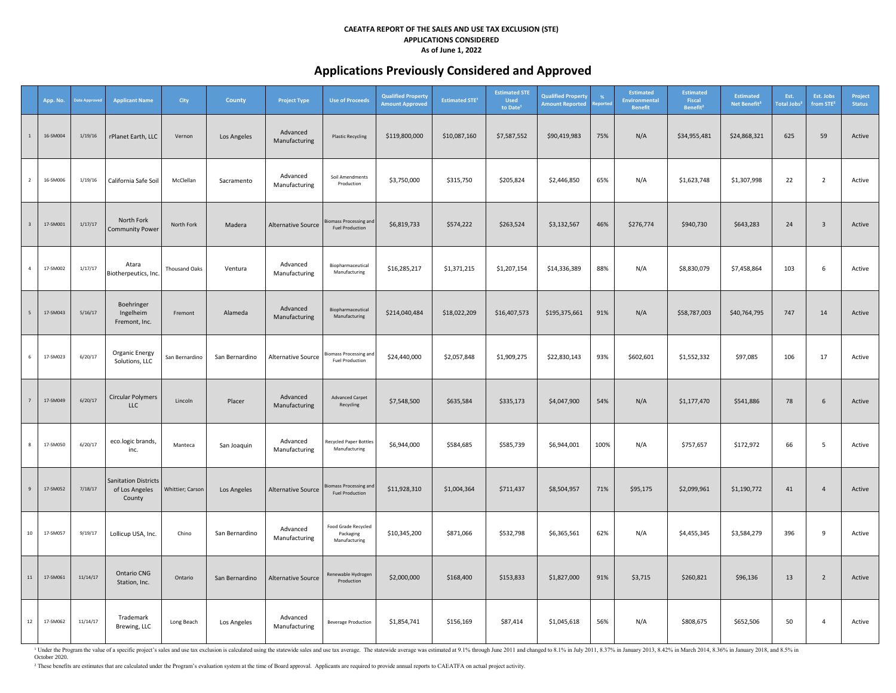**CAEATFA REPORT OF THE SALES AND USE TAX EXCLUSION (STE)**
**APPLICATIONS CONSIDERED**
**As of June 1, 2022**

# Applications Previously Considered and Approved

| | App. No. | Date Approved | Applicant Name | City | County | Project Type | Use of Proceeds | Qualified Property Amount Approved | Estimated STE[1] | Estimated STE Used to Date[1] | Qualified Property Amount Reported | % Reported | Estimated Environmental Benefit | Estimated Fiscal Benefit[2] | Estimated Net Benefit[2] | Est. Total Jobs[2] | Est. Jobs from STE[2] | Project Status |
|---|---|---|---|---|---|---|---|---|---|---|---|---|---|---|---|---|---|---|
| 1 | 16-SM004 | 1/19/16 | rPlanet Earth, LLC | Vernon | Los Angeles | Advanced Manufacturing | Plastic Recycling | $119,800,000 | $10,087,160 | $7,587,552 | $90,419,983 | 75% | N/A | $34,955,481 | $24,868,321 | 625 | 59 | Active |
| 2 | 16-SM006 | 1/19/16 | California Safe Soil | McClellan | Sacramento | Advanced Manufacturing | Soil Amendments Production | $3,750,000 | $315,750 | $205,824 | $2,446,850 | 65% | N/A | $1,623,748 | $1,307,998 | 22 | 2 | Active |
| 3 | 17-SM001 | 1/17/17 | North Fork Community Power | North Fork | Madera | Alternative Source | Biomass Processing and Fuel Production | $6,819,733 | $574,222 | $263,524 | $3,132,567 | 46% | $276,774 | $940,730 | $643,283 | 24 | 3 | Active |
| 4 | 17-SM002 | 1/17/17 | Atara Biotherpeutics, Inc. | Thousand Oaks | Ventura | Advanced Manufacturing | Biopharmaceutical Manufacturing | $16,285,217 | $1,371,215 | $1,207,154 | $14,336,389 | 88% | N/A | $8,830,079 | $7,458,864 | 103 | 6 | Active |
| 5 | 17-SM043 | 5/16/17 | Boehringer Ingelheim Fremont, Inc. | Fremont | Alameda | Advanced Manufacturing | Biopharmaceutical Manufacturing | $214,040,484 | $18,022,209 | $16,407,573 | $195,375,661 | 91% | N/A | $58,787,003 | $40,764,795 | 747 | 14 | Active |
| 6 | 17-SM023 | 6/20/17 | Organic Energy Solutions, LLC | San Bernardino | San Bernardino | Alternative Source | Biomass Processing and Fuel Production | $24,440,000 | $2,057,848 | $1,909,275 | $22,830,143 | 93% | $602,601 | $1,552,332 | $97,085 | 106 | 17 | Active |
| 7 | 17-SM049 | 6/20/17 | Circular Polymers LLC | Lincoln | Placer | Advanced Manufacturing | Advanced Carpet Recycling | $7,548,500 | $635,584 | $335,173 | $4,047,900 | 54% | N/A | $1,177,470 | $541,886 | 78 | 6 | Active |
| 8 | 17-SM050 | 6/20/17 | eco.logic brands, inc. | Manteca | San Joaquin | Advanced Manufacturing | Recycled Paper Bottles Manufacturing | $6,944,000 | $584,685 | $585,739 | $6,944,001 | 100% | N/A | $757,657 | $172,972 | 66 | 5 | Active |
| 9 | 17-SM052 | 7/18/17 | Sanitation Districts of Los Angeles County | Whittier; Carson | Los Angeles | Alternative Source | Biomass Processing and Fuel Production | $11,928,310 | $1,004,364 | $711,437 | $8,504,957 | 71% | $95,175 | $2,099,961 | $1,190,772 | 41 | 4 | Active |
| 10 | 17-SM057 | 9/19/17 | Lollicup USA, Inc. | Chino | San Bernardino | Advanced Manufacturing | Food Grade Recycled Packaging Manufacturing | $10,345,200 | $871,066 | $532,798 | $6,365,561 | 62% | N/A | $4,455,345 | $3,584,279 | 396 | 9 | Active |
| 11 | 17-SM061 | 11/14/17 | Ontario CNG Station, Inc. | Ontario | San Bernardino | Alternative Source | Renewable Hydrogen Production | $2,000,000 | $168,400 | $153,833 | $1,827,000 | 91% | $3,715 | $260,821 | $96,136 | 13 | 2 | Active |
| 12 | 17-SM062 | 11/14/17 | Trademark Brewing, LLC | Long Beach | Los Angeles | Advanced Manufacturing | Beverage Production | $1,854,741 | $156,169 | $87,414 | $1,045,618 | 56% | N/A | $808,675 | $652,506 | 50 | 4 | Active |

[1] Under the Program the value of a specific project's sales and use tax exclusion is calculated using the statewide sales and use tax average. The statewide average was estimated at 9.1% through June 2011 and changed to 8.1% in July 2011, 8.37% in January 2013, 8.42% in March 2014, 8.36% in January 2018, and 8.5% in October 2020.

[2] These benefits are estimates that are calculated under the Program's evaluation system at the time of Board approval. Applicants are required to provide annual reports to CAEATFA on actual project activity.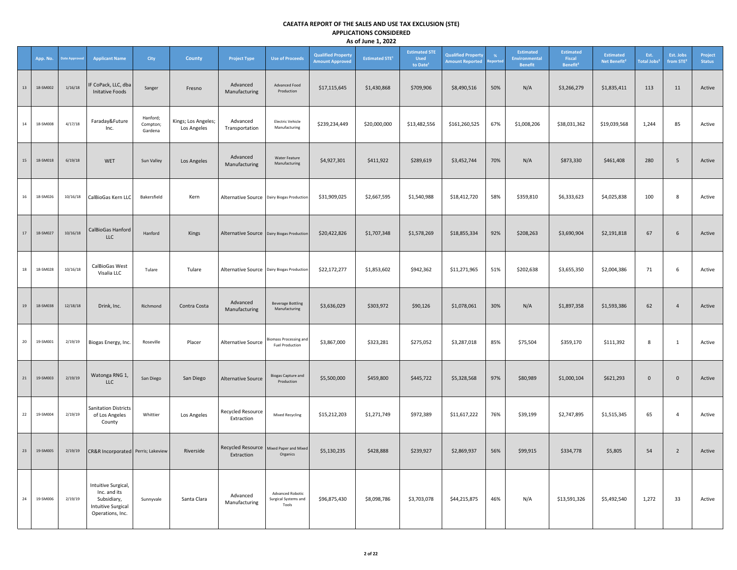**CAEATFA REPORT OF THE SALES AND USE TAX EXCLUSION (STE)**
**APPLICATIONS CONSIDERED**
**As of June 1, 2022**

| | App. No. | Date Approved | Applicant Name | City | County | Project Type | Use of Proceeds | Qualified Property Amount Approved | Estimated STE[1] | Estimated STE Used to Date[1] | Qualified Property Amount Reported | % Reported | Estimated Environmental Benefit | Estimated Fiscal Benefit[2] | Estimated Net Benefit[2] | Est. Total Jobs[2] | Est. Jobs from STE[2] | Project Status |
|---|---|---|---|---|---|---|---|---|---|---|---|---|---|---|---|---|---|---|
| 13 | 18-SM002 | 1/16/18 | IF CoPack, LLC, dba Initative Foods | Sanger | Fresno | Advanced Manufacturing | Advanced Food Production | $17,115,645 | $1,430,868 | $709,906 | $8,490,516 | 50% | N/A | $3,266,279 | $1,835,411 | 113 | 11 | Active |
| 14 | 18-SM008 | 4/17/18 | Faraday&Future Inc. | Hanford; Compton; Gardena | Kings; Los Angeles; Los Angeles | Advanced Transportation | Electric Vehicle Manufacturing | $239,234,449 | $20,000,000 | $13,482,556 | $161,260,525 | 67% | $1,008,206 | $38,031,362 | $19,039,568 | 1,244 | 85 | Active |
| 15 | 18-SM018 | 6/19/18 | WET | Sun Valley | Los Angeles | Advanced Manufacturing | Water Feature Manufacturing | $4,927,301 | $411,922 | $289,619 | $3,452,744 | 70% | N/A | $873,330 | $461,408 | 280 | 5 | Active |
| 16 | 18-SM026 | 10/16/18 | CalBioGas Kern LLC | Bakersfield | Kern | Alternative Source | Dairy Biogas Production | $31,909,025 | $2,667,595 | $1,540,988 | $18,412,720 | 58% | $359,810 | $6,333,623 | $4,025,838 | 100 | 8 | Active |
| 17 | 18-SM027 | 10/16/18 | CalBioGas Hanford LLC | Hanford | Kings | Alternative Source | Dairy Biogas Production | $20,422,826 | $1,707,348 | $1,578,269 | $18,855,334 | 92% | $208,263 | $3,690,904 | $2,191,818 | 67 | 6 | Active |
| 18 | 18-SM028 | 10/16/18 | CalBioGas West Visalia LLC | Tulare | Tulare | Alternative Source | Dairy Biogas Production | $22,172,277 | $1,853,602 | $942,362 | $11,271,965 | 51% | $202,638 | $3,655,350 | $2,004,386 | 71 | 6 | Active |
| 19 | 18-SM038 | 12/18/18 | Drink, Inc. | Richmond | Contra Costa | Advanced Manufacturing | Beverage Bottling Manufacturing | $3,636,029 | $303,972 | $90,126 | $1,078,061 | 30% | N/A | $1,897,358 | $1,593,386 | 62 | 4 | Active |
| 20 | 19-SM001 | 2/19/19 | Biogas Energy, Inc. | Roseville | Placer | Alternative Source | Biomass Processing and Fuel Production | $3,867,000 | $323,281 | $275,052 | $3,287,018 | 85% | $75,504 | $359,170 | $111,392 | 8 | 1 | Active |
| 21 | 19-SM003 | 2/19/19 | Watonga RNG 1, LLC | San Diego | San Diego | Alternative Source | Biogas Capture and Production | $5,500,000 | $459,800 | $445,722 | $5,328,568 | 97% | $80,989 | $1,000,104 | $621,293 | 0 | 0 | Active |
| 22 | 19-SM004 | 2/19/19 | Sanitation Districts of Los Angeles County | Whittier | Los Angeles | Recycled Resource Extraction | Mixed Recycling | $15,212,203 | $1,271,749 | $972,389 | $11,617,222 | 76% | $39,199 | $2,747,895 | $1,515,345 | 65 | 4 | Active |
| 23 | 19-SM005 | 2/19/19 | CR&R Incorporated | Perris; Lakeview | Riverside | Recycled Resource Extraction | Mixed Paper and Mixed Organics | $5,130,235 | $428,888 | $239,927 | $2,869,937 | 56% | $99,915 | $334,778 | $5,805 | 54 | 2 | Active |
| 24 | 19-SM006 | 2/19/19 | Intuitive Surgical, Inc. and its Subsidiary, Intuitive Surgical Operations, Inc. | Sunnyvale | Santa Clara | Advanced Manufacturing | Advanced Robotic Surgical Systems and Tools | $96,875,430 | $8,098,786 | $3,703,078 | $44,215,875 | 46% | N/A | $13,591,326 | $5,492,540 | 1,272 | 33 | Active |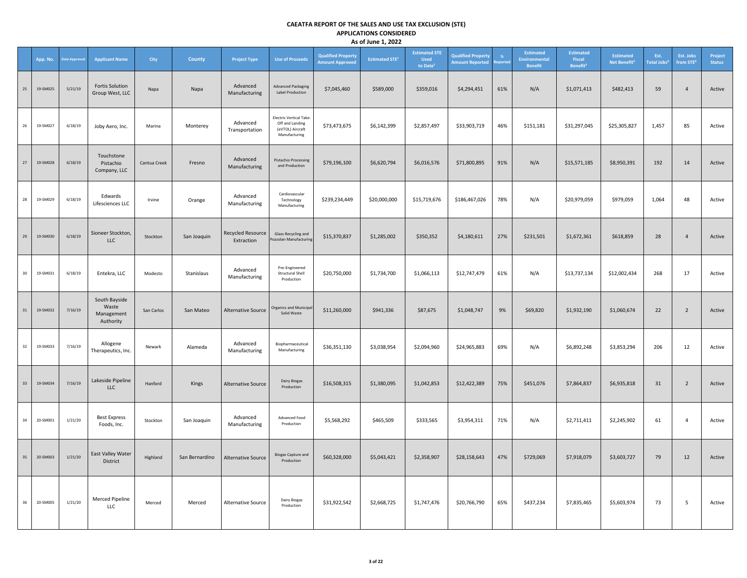**CAEATFA REPORT OF THE SALES AND USE TAX EXCLUSION (STE)**
**APPLICATIONS CONSIDERED**
**As of June 1, 2022**

| | App. No. | Date Approved | Applicant Name | City | County | Project Type | Use of Proceeds | Qualified Property Amount Approved | Estimated STE[1] | Estimated STE Used to Date[1] | Qualified Property Amount Reported | % Reported | Estimated Environmental Benefit | Estimated Fiscal Benefit[2] | Estimated Net Benefit[3] | Est. Total Jobs[2] | Est. Jobs from STE[2] | Project Status |
|---|---|---|---|---|---|---|---|---|---|---|---|---|---|---|---|---|---|---|
| 25 | 19-SM025 | 5/21/19 | Fortis Solution Group West, LLC | Napa | Napa | Advanced Manufacturing | Advanced Packaging Label Production | $7,045,460 | $589,000 | $359,016 | $4,294,451 | 61% | N/A | $1,071,413 | $482,413 | 59 | 4 | Active |
| 26 | 19-SM027 | 6/18/19 | Joby Aero, Inc. | Marina | Monterey | Advanced Transportation | Electric Vertical Take-Off and Landing (eVTOL) Aircraft Manufacturing | $73,473,675 | $6,142,399 | $2,857,497 | $33,903,719 | 46% | $151,181 | $31,297,045 | $25,305,827 | 1,457 | 85 | Active |
| 27 | 19-SM028 | 6/18/19 | Touchstone Pistachio Company, LLC | Cantua Creek | Fresno | Advanced Manufacturing | Pistachio Processing and Production | $79,196,100 | $6,620,794 | $6,016,576 | $71,800,895 | 91% | N/A | $15,571,185 | $8,950,391 | 192 | 14 | Active |
| 28 | 19-SM029 | 6/18/19 | Edwards Lifesciences LLC | Irvine | Orange | Advanced Manufacturing | Cardiovascular Technology Manufacturing | $239,234,449 | $20,000,000 | $15,719,676 | $186,467,026 | 78% | N/A | $20,979,059 | $979,059 | 1,064 | 48 | Active |
| 29 | 19-SM030 | 6/18/19 | Sioneer Stockton, LLC | Stockton | San Joaquin | Recycled Resource Extraction | Glass Recycling and Pozzolan Manufacturing | $15,370,837 | $1,285,002 | $350,352 | $4,180,611 | 27% | $231,501 | $1,672,361 | $618,859 | 28 | 4 | Active |
| 30 | 19-SM031 | 6/18/19 | Entekra, LLC | Modesto | Stanislaus | Advanced Manufacturing | Pre-Engineered Structural Shell Production | $20,750,000 | $1,734,700 | $1,066,113 | $12,747,479 | 61% | N/A | $13,737,134 | $12,002,434 | 268 | 17 | Active |
| 31 | 19-SM032 | 7/16/19 | South Bayside Waste Management Authority | San Carlos | San Mateo | Alternative Source | Organics and Municipal Solid Waste | $11,260,000 | $941,336 | $87,675 | $1,048,747 | 9% | $69,820 | $1,932,190 | $1,060,674 | 22 | 2 | Active |
| 32 | 19-SM033 | 7/16/19 | Allogene Therapeutics, Inc. | Newark | Alameda | Advanced Manufacturing | Biopharmaceutical Manufacturing | $36,351,130 | $3,038,954 | $2,094,960 | $24,965,883 | 69% | N/A | $6,892,248 | $3,853,294 | 206 | 12 | Active |
| 33 | 19-SM034 | 7/16/19 | Lakeside Pipeline LLC | Hanford | Kings | Alternative Source | Dairy Biogas Production | $16,508,315 | $1,380,095 | $1,042,853 | $12,422,389 | 75% | $451,076 | $7,864,837 | $6,935,818 | 31 | 2 | Active |
| 34 | 20-SM001 | 1/21/20 | Best Express Foods, Inc. | Stockton | San Joaquin | Advanced Manufacturing | Advanced Food Production | $5,568,292 | $465,509 | $333,565 | $3,954,311 | 71% | N/A | $2,711,411 | $2,245,902 | 61 | 4 | Active |
| 35 | 20-SM003 | 1/21/20 | East Valley Water District | Highland | San Bernardino | Alternative Source | Biogas Capture and Production | $60,328,000 | $5,043,421 | $2,358,907 | $28,158,643 | 47% | $729,069 | $7,918,079 | $3,603,727 | 79 | 12 | Active |
| 36 | 20-SM005 | 1/21/20 | Merced Pipeline LLC | Merced | Merced | Alternative Source | Dairy Biogas Production | $31,922,542 | $2,668,725 | $1,747,476 | $20,766,790 | 65% | $437,234 | $7,835,465 | $5,603,974 | 73 | 5 | Active |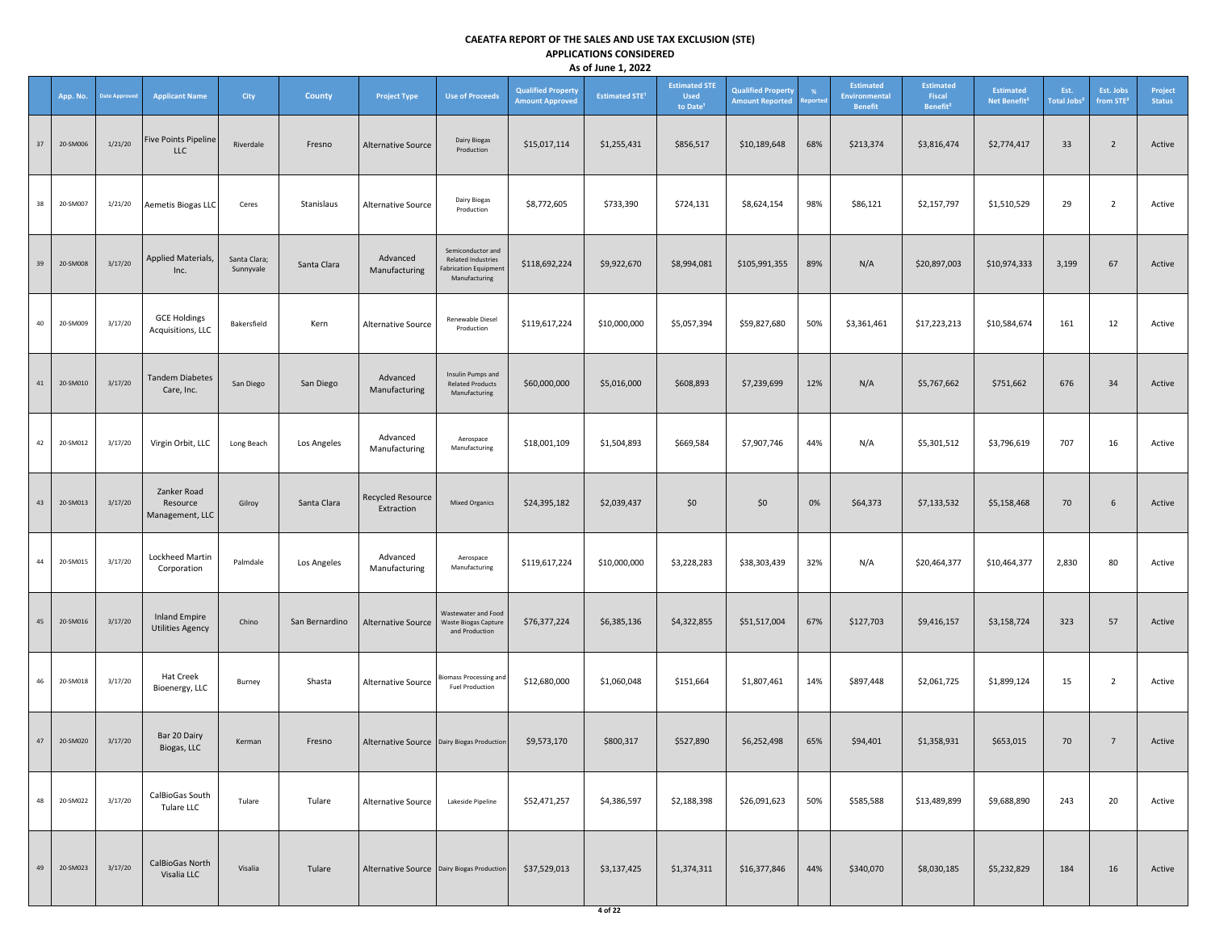# CAEATFA REPORT OF THE SALES AND USE TAX EXCLUSION (STE)
## APPLICATIONS CONSIDERED
### As of June 1, 2022

| | App. No. | Date Approved | Applicant Name | City | County | Project Type | Use of Proceeds | Qualified Property Amount Approved | Estimated STE[1] | Estimated STE Used to Date[1] | Qualified Property Amount Reported | % Reported | Estimated Environmental Benefit | Estimated Fiscal Benefit[2] | Estimated Net Benefit[2] | Est. Total Jobs[2] | Est. Jobs from STE[2] | Project Status |
|---|---|---|---|---|---|---|---|---|---|---|---|---|---|---|---|---|---|---|
| 37 | 20-SM006 | 1/21/20 | Five Points Pipeline LLC | Riverdale | Fresno | Alternative Source | Dairy Biogas Production | $15,017,114 | $1,255,431 | $856,517 | $10,189,648 | 68% | $213,374 | $3,816,474 | $2,774,417 | 33 | 2 | Active |
| 38 | 20-SM007 | 1/21/20 | Aemetis Biogas LLC | Ceres | Stanislaus | Alternative Source | Dairy Biogas Production | $8,772,605 | $733,390 | $724,131 | $8,624,154 | 98% | $86,121 | $2,157,797 | $1,510,529 | 29 | 2 | Active |
| 39 | 20-SM008 | 3/17/20 | Applied Materials, Inc. | Santa Clara; Sunnyvale | Santa Clara | Advanced Manufacturing | Semiconductor and Related Industries Fabrication Equipment Manufacturing | $118,692,224 | $9,922,670 | $8,994,081 | $105,991,355 | 89% | N/A | $20,897,003 | $10,974,333 | 3,199 | 67 | Active |
| 40 | 20-SM009 | 3/17/20 | GCE Holdings Acquisitions, LLC | Bakersfield | Kern | Alternative Source | Renewable Diesel Production | $119,617,224 | $10,000,000 | $5,057,394 | $59,827,680 | 50% | $3,361,461 | $17,223,213 | $10,584,674 | 161 | 12 | Active |
| 41 | 20-SM010 | 3/17/20 | Tandem Diabetes Care, Inc. | San Diego | San Diego | Advanced Manufacturing | Insulin Pumps and Related Products Manufacturing | $60,000,000 | $5,016,000 | $608,893 | $7,239,699 | 12% | N/A | $5,767,662 | $751,662 | 676 | 34 | Active |
| 42 | 20-SM012 | 3/17/20 | Virgin Orbit, LLC | Long Beach | Los Angeles | Advanced Manufacturing | Aerospace Manufacturing | $18,001,109 | $1,504,893 | $669,584 | $7,907,746 | 44% | N/A | $5,301,512 | $3,796,619 | 707 | 16 | Active |
| 43 | 20-SM013 | 3/17/20 | Zanker Road Resource Management, LLC | Gilroy | Santa Clara | Recycled Resource Extraction | Mixed Organics | $24,395,182 | $2,039,437 | $0 | $0 | 0% | $64,373 | $7,133,532 | $5,158,468 | 70 | 6 | Active |
| 44 | 20-SM015 | 3/17/20 | Lockheed Martin Corporation | Palmdale | Los Angeles | Advanced Manufacturing | Aerospace Manufacturing | $119,617,224 | $10,000,000 | $3,228,283 | $38,303,439 | 32% | N/A | $20,464,377 | $10,464,377 | 2,830 | 80 | Active |
| 45 | 20-SM016 | 3/17/20 | Inland Empire Utilities Agency | Chino | San Bernardino | Alternative Source | Wastewater and Food Waste Biogas Capture and Production | $76,377,224 | $6,385,136 | $4,322,855 | $51,517,004 | 67% | $127,703 | $9,416,157 | $3,158,724 | 323 | 57 | Active |
| 46 | 20-SM018 | 3/17/20 | Hat Creek Bioenergy, LLC | Burney | Shasta | Alternative Source | Biomass Processing and Fuel Production | $12,680,000 | $1,060,048 | $151,664 | $1,807,461 | 14% | $897,448 | $2,061,725 | $1,899,124 | 15 | 2 | Active |
| 47 | 20-SM020 | 3/17/20 | Bar 20 Dairy Biogas, LLC | Kerman | Fresno | Alternative Source | Dairy Biogas Production | $9,573,170 | $800,317 | $527,890 | $6,252,498 | 65% | $94,401 | $1,358,931 | $653,015 | 70 | 7 | Active |
| 48 | 20-SM022 | 3/17/20 | CalBioGas South Tulare LLC | Tulare | Tulare | Alternative Source | Lakeside Pipeline | $52,471,257 | $4,386,597 | $2,188,398 | $26,091,623 | 50% | $585,588 | $13,489,899 | $9,688,890 | 243 | 20 | Active |
| 49 | 20-SM023 | 3/17/20 | CalBioGas North Visalia LLC | Visalia | Tulare | Alternative Source | Dairy Biogas Production | $37,529,013 | $3,137,425 | $1,374,311 | $16,377,846 | 44% | $340,070 | $8,030,185 | $5,232,829 | 184 | 16 | Active |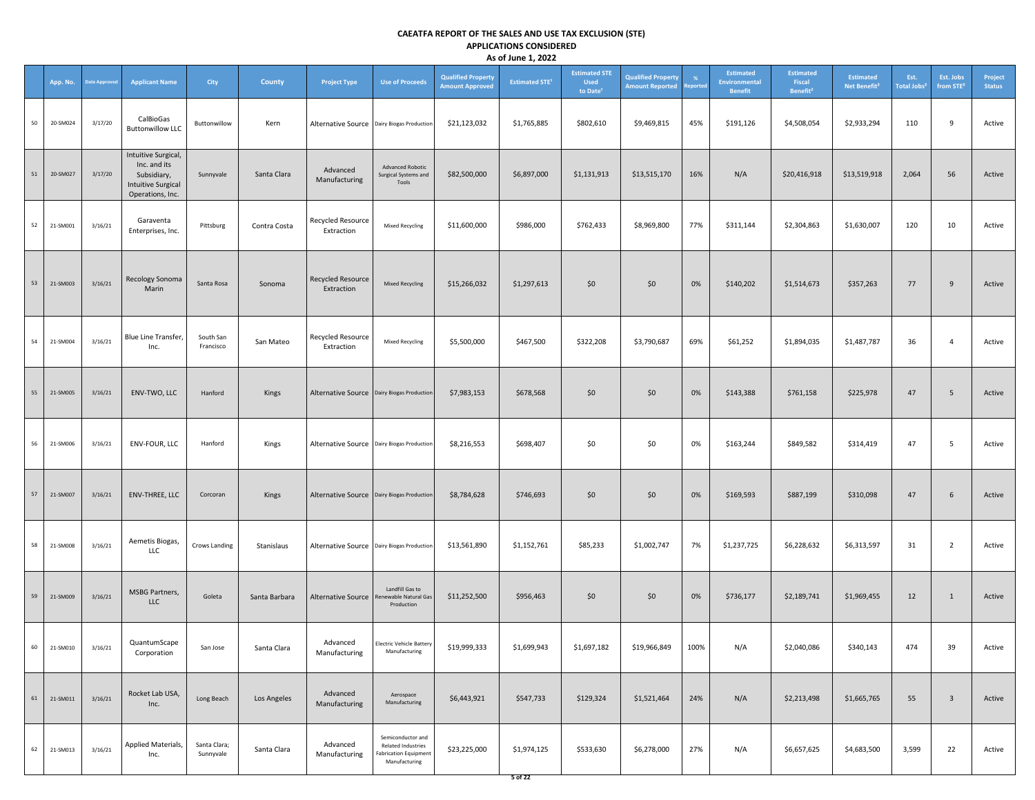# CAEATFA REPORT OF THE SALES AND USE TAX EXCLUSION (STE)
## APPLICATIONS CONSIDERED
### As of June 1, 2022

| | App. No. | Date Approved | Applicant Name | City | County | Project Type | Use of Proceeds | Qualified Property Amount Approved | Estimated STE[1] | Estimated STE Used to Date[1] | Qualified Property Amount Reported | % Reported | Estimated Environmental Benefit | Estimated Fiscal Benefit[2] | Estimated Net Benefit[2] | Est. Total Jobs[2] | Est. Jobs from STE[2] | Project Status |
|---|---|---|---|---|---|---|---|---|---|---|---|---|---|---|---|---|---|---|
| 50 | 20-SM024 | 3/17/20 | CalBioGas Buttonwillow LLC | Buttonwillow | Kern | Alternative Source | Dairy Biogas Production | $21,123,032 | $1,765,885 | $802,610 | $9,469,815 | 45% | $191,126 | $4,508,054 | $2,933,294 | 110 | 9 | Active |
| 51 | 20-SM027 | 3/17/20 | Intuitive Surgical, Inc. and its Subsidiary, Intuitive Surgical Operations, Inc. | Sunnyvale | Santa Clara | Advanced Manufacturing | Advanced Robotic Surgical Systems and Tools | $82,500,000 | $6,897,000 | $1,131,913 | $13,515,170 | 16% | N/A | $20,416,918 | $13,519,918 | 2,064 | 56 | Active |
| 52 | 21-SM001 | 3/16/21 | Garaventa Enterprises, Inc. | Pittsburg | Contra Costa | Recycled Resource Extraction | Mixed Recycling | $11,600,000 | $986,000 | $762,433 | $8,969,800 | 77% | $311,144 | $2,304,863 | $1,630,007 | 120 | 10 | Active |
| 53 | 21-SM003 | 3/16/21 | Recology Sonoma Marin | Santa Rosa | Sonoma | Recycled Resource Extraction | Mixed Recycling | $15,266,032 | $1,297,613 | $0 | $0 | 0% | $140,202 | $1,514,673 | $357,263 | 77 | 9 | Active |
| 54 | 21-SM004 | 3/16/21 | Blue Line Transfer, Inc. | South San Francisco | San Mateo | Recycled Resource Extraction | Mixed Recycling | $5,500,000 | $467,500 | $322,208 | $3,790,687 | 69% | $61,252 | $1,894,035 | $1,487,787 | 36 | 4 | Active |
| 55 | 21-SM005 | 3/16/21 | ENV-TWO, LLC | Hanford | Kings | Alternative Source | Dairy Biogas Production | $7,983,153 | $678,568 | $0 | $0 | 0% | $143,388 | $761,158 | $225,978 | 47 | 5 | Active |
| 56 | 21-SM006 | 3/16/21 | ENV-FOUR, LLC | Hanford | Kings | Alternative Source | Dairy Biogas Production | $8,216,553 | $698,407 | $0 | $0 | 0% | $163,244 | $849,582 | $314,419 | 47 | 5 | Active |
| 57 | 21-SM007 | 3/16/21 | ENV-THREE, LLC | Corcoran | Kings | Alternative Source | Dairy Biogas Production | $8,784,628 | $746,693 | $0 | $0 | 0% | $169,593 | $887,199 | $310,098 | 47 | 6 | Active |
| 58 | 21-SM008 | 3/16/21 | Aemetis Biogas, LLC | Crows Landing | Stanislaus | Alternative Source | Dairy Biogas Production | $13,561,890 | $1,152,761 | $85,233 | $1,002,747 | 7% | $1,237,725 | $6,228,632 | $6,313,597 | 31 | 2 | Active |
| 59 | 21-SM009 | 3/16/21 | MSBG Partners, LLC | Goleta | Santa Barbara | Alternative Source | Landfill Gas to Renewable Natural Gas Production | $11,252,500 | $956,463 | $0 | $0 | 0% | $736,177 | $2,189,741 | $1,969,455 | 12 | 1 | Active |
| 60 | 21-SM010 | 3/16/21 | QuantumScape Corporation | San Jose | Santa Clara | Advanced Manufacturing | Electric Vehicle Battery Manufacturing | $19,999,333 | $1,699,943 | $1,697,182 | $19,966,849 | 100% | N/A | $2,040,086 | $340,143 | 474 | 39 | Active |
| 61 | 21-SM011 | 3/16/21 | Rocket Lab USA, Inc. | Long Beach | Los Angeles | Advanced Manufacturing | Aerospace Manufacturing | $6,443,921 | $547,733 | $129,324 | $1,521,464 | 24% | N/A | $2,213,498 | $1,665,765 | 55 | 3 | Active |
| 62 | 21-SM013 | 3/16/21 | Applied Materials, Inc. | Santa Clara; Sunnyvale | Santa Clara | Advanced Manufacturing | Semiconductor and Related Industries Fabrication Equipment Manufacturing | $23,225,000 | $1,974,125 | $533,630 | $6,278,000 | 27% | N/A | $6,657,625 | $4,683,500 | 3,599 | 22 | Active |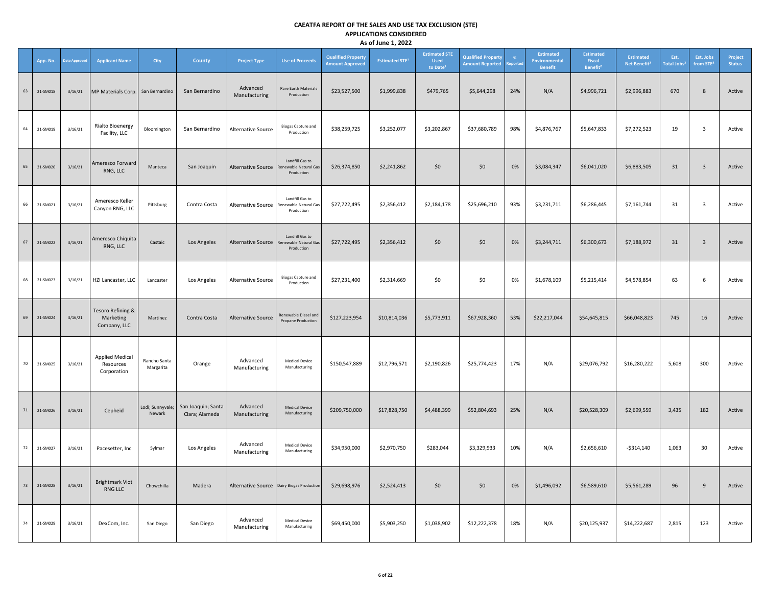# CAEATFA REPORT OF THE SALES AND USE TAX EXCLUSION (STE)

## APPLICATIONS CONSIDERED

### As of June 1, 2022

| | App. No. | Date Approved | Applicant Name | City | County | Project Type | Use of Proceeds | Qualified Property Amount Approved | Estimated STE[1] | Estimated STE Used to Date[1] | Qualified Property Amount Reported | % Reported | Estimated Environmental Benefit | Estimated Fiscal Benefit[2] | Estimated Net Benefit[3] | Est. Total Jobs[2] | Est. Jobs from STE[2] | Project Status |
|---|---|---|---|---|---|---|---|---|---|---|---|---|---|---|---|---|---|---|
| 63 | 21-SM018 | 3/16/21 | MP Materials Corp. | San Bernardino | San Bernardino | Advanced Manufacturing | Rare Earth Materials Production | $23,527,500 | $1,999,838 | $479,765 | $5,644,298 | 24% | N/A | $4,996,721 | $2,996,883 | 670 | 8 | Active |
| 64 | 21-SM019 | 3/16/21 | Rialto Bioenergy Facility, LLC | Bloomington | San Bernardino | Alternative Source | Biogas Capture and Production | $38,259,725 | $3,252,077 | $3,202,867 | $37,680,789 | 98% | $4,876,767 | $5,647,833 | $7,272,523 | 19 | 3 | Active |
| 65 | 21-SM020 | 3/16/21 | Ameresco Forward RNG, LLC | Manteca | San Joaquin | Alternative Source | Landfill Gas to Renewable Natural Gas Production | $26,374,850 | $2,241,862 | $0 | $0 | 0% | $3,084,347 | $6,041,020 | $6,883,505 | 31 | 3 | Active |
| 66 | 21-SM021 | 3/16/21 | Ameresco Keller Canyon RNG, LLC | Pittsburg | Contra Costa | Alternative Source | Landfill Gas to Renewable Natural Gas Production | $27,722,495 | $2,356,412 | $2,184,178 | $25,696,210 | 93% | $3,231,711 | $6,286,445 | $7,161,744 | 31 | 3 | Active |
| 67 | 21-SM022 | 3/16/21 | Ameresco Chiquita RNG, LLC | Castaic | Los Angeles | Alternative Source | Landfill Gas to Renewable Natural Gas Production | $27,722,495 | $2,356,412 | $0 | $0 | 0% | $3,244,711 | $6,300,673 | $7,188,972 | 31 | 3 | Active |
| 68 | 21-SM023 | 3/16/21 | HZI Lancaster, LLC | Lancaster | Los Angeles | Alternative Source | Biogas Capture and Production | $27,231,400 | $2,314,669 | $0 | $0 | 0% | $1,678,109 | $5,215,414 | $4,578,854 | 63 | 6 | Active |
| 69 | 21-SM024 | 3/16/21 | Tesoro Refining & Marketing Company, LLC | Martinez | Contra Costa | Alternative Source | Renewable Diesel and Propane Production | $127,223,954 | $10,814,036 | $5,773,911 | $67,928,360 | 53% | $22,217,044 | $54,645,815 | $66,048,823 | 745 | 16 | Active |
| 70 | 21-SM025 | 3/16/21 | Applied Medical Resources Corporation | Rancho Santa Margarita | Orange | Advanced Manufacturing | Medical Device Manufacturing | $150,547,889 | $12,796,571 | $2,190,826 | $25,774,423 | 17% | N/A | $29,076,792 | $16,280,222 | 5,608 | 300 | Active |
| 71 | 21-SM026 | 3/16/21 | Cepheid | Lodi; Sunnyvale; Newark | San Joaquin; Santa Clara; Alameda | Advanced Manufacturing | Medical Device Manufacturing | $209,750,000 | $17,828,750 | $4,488,399 | $52,804,693 | 25% | N/A | $20,528,309 | $2,699,559 | 3,435 | 182 | Active |
| 72 | 21-SM027 | 3/16/21 | Pacesetter, Inc | Sylmar | Los Angeles | Advanced Manufacturing | Medical Device Manufacturing | $34,950,000 | $2,970,750 | $283,044 | $3,329,933 | 10% | N/A | $2,656,610 | -$314,140 | 1,063 | 30 | Active |
| 73 | 21-SM028 | 3/16/21 | Brightmark Vlot RNG LLC | Chowchilla | Madera | Alternative Source | Dairy Biogas Production | $29,698,976 | $2,524,413 | $0 | $0 | 0% | $1,496,092 | $6,589,610 | $5,561,289 | 96 | 9 | Active |
| 74 | 21-SM029 | 3/16/21 | DexCom, Inc. | San Diego | San Diego | Advanced Manufacturing | Medical Device Manufacturing | $69,450,000 | $5,903,250 | $1,038,902 | $12,222,378 | 18% | N/A | $20,125,937 | $14,222,687 | 2,815 | 123 | Active |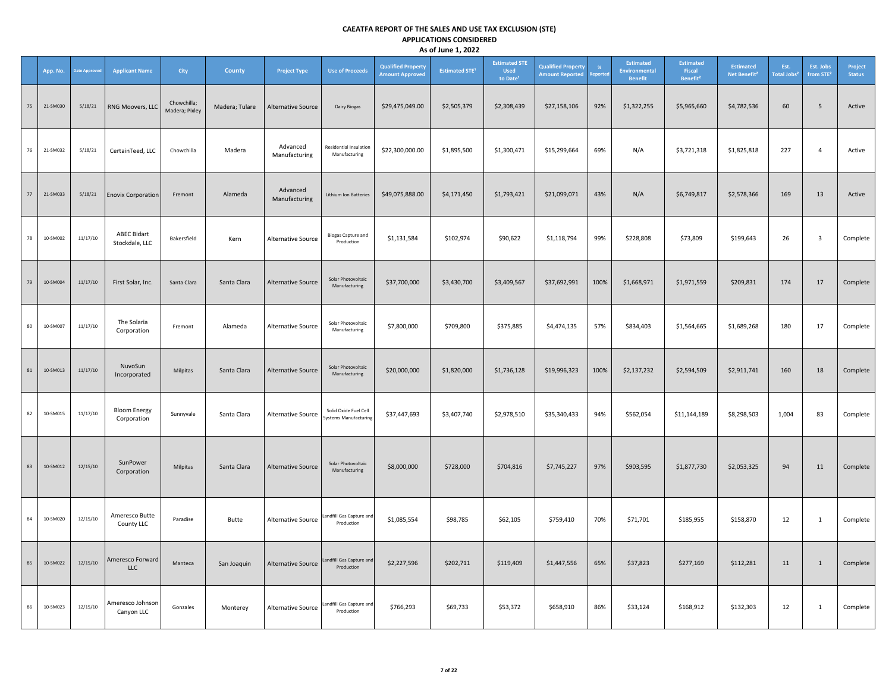**CAEATFA REPORT OF THE SALES AND USE TAX EXCLUSION (STE)**
**APPLICATIONS CONSIDERED**
**As of June 1, 2022**

| | App. No. | Date Approved | Applicant Name | City | County | Project Type | Use of Proceeds | Qualified Property Amount Approved | Estimated STE[1] | Estimated STE Used to Date[1] | Qualified Property Amount Reported | % Reported | Estimated Environmental Benefit | Estimated Fiscal Benefit[2] | Estimated Net Benefit[2] | Est. Total Jobs[2] | Est. Jobs from STE[2] | Project Status |
|---|---|---|---|---|---|---|---|---|---|---|---|---|---|---|---|---|---|---|
| 75 | 21-SM030 | 5/18/21 | RNG Moovers, LLC | Chowchilla; Madera; Pixley | Madera; Tulare | Alternative Source | Dairy Biogas | $29,475,049.00 | $2,505,379 | $2,308,439 | $27,158,106 | 92% | $1,322,255 | $5,965,660 | $4,782,536 | 60 | 5 | Active |
| 76 | 21-SM032 | 5/18/21 | CertainTeed, LLC | Chowchilla | Madera | Advanced Manufacturing | Residential Insulation Manufacturing | $22,300,000.00 | $1,895,500 | $1,300,471 | $15,299,664 | 69% | N/A | $3,721,318 | $1,825,818 | 227 | 4 | Active |
| 77 | 21-SM033 | 5/18/21 | Enovix Corporation | Fremont | Alameda | Advanced Manufacturing | Lithium Ion Batteries | $49,075,888.00 | $4,171,450 | $1,793,421 | $21,099,071 | 43% | N/A | $6,749,817 | $2,578,366 | 169 | 13 | Active |
| 78 | 10-SM002 | 11/17/10 | ABEC Bidart Stockdale, LLC | Bakersfield | Kern | Alternative Source | Biogas Capture and Production | $1,131,584 | $102,974 | $90,622 | $1,118,794 | 99% | $228,808 | $73,809 | $199,643 | 26 | 3 | Complete |
| 79 | 10-SM004 | 11/17/10 | First Solar, Inc. | Santa Clara | Santa Clara | Alternative Source | Solar Photovoltaic Manufacturing | $37,700,000 | $3,430,700 | $3,409,567 | $37,692,991 | 100% | $1,668,971 | $1,971,559 | $209,831 | 174 | 17 | Complete |
| 80 | 10-SM007 | 11/17/10 | The Solaria Corporation | Fremont | Alameda | Alternative Source | Solar Photovoltaic Manufacturing | $7,800,000 | $709,800 | $375,885 | $4,474,135 | 57% | $834,403 | $1,564,665 | $1,689,268 | 180 | 17 | Complete |
| 81 | 10-SM013 | 11/17/10 | NuvoSun Incorporated | Milpitas | Santa Clara | Alternative Source | Solar Photovoltaic Manufacturing | $20,000,000 | $1,820,000 | $1,736,128 | $19,996,323 | 100% | $2,137,232 | $2,594,509 | $2,911,741 | 160 | 18 | Complete |
| 82 | 10-SM015 | 11/17/10 | Bloom Energy Corporation | Sunnyvale | Santa Clara | Alternative Source | Solid Oxide Fuel Cell Systems Manufacturing | $37,447,693 | $3,407,740 | $2,978,510 | $35,340,433 | 94% | $562,054 | $11,144,189 | $8,298,503 | 1,004 | 83 | Complete |
| 83 | 10-SM012 | 12/15/10 | SunPower Corporation | Milpitas | Santa Clara | Alternative Source | Solar Photovoltaic Manufacturing | $8,000,000 | $728,000 | $704,816 | $7,745,227 | 97% | $903,595 | $1,877,730 | $2,053,325 | 94 | 11 | Complete |
| 84 | 10-SM020 | 12/15/10 | Ameresco Butte County LLC | Paradise | Butte | Alternative Source | Landfill Gas Capture and Production | $1,085,554 | $98,785 | $62,105 | $759,410 | 70% | $71,701 | $185,955 | $158,870 | 12 | 1 | Complete |
| 85 | 10-SM022 | 12/15/10 | Ameresco Forward LLC | Manteca | San Joaquin | Alternative Source | Landfill Gas Capture and Production | $2,227,596 | $202,711 | $119,409 | $1,447,556 | 65% | $37,823 | $277,169 | $112,281 | 11 | 1 | Complete |
| 86 | 10-SM023 | 12/15/10 | Ameresco Johnson Canyon LLC | Gonzales | Monterey | Alternative Source | Landfill Gas Capture and Production | $766,293 | $69,733 | $53,372 | $658,910 | 86% | $33,124 | $168,912 | $132,303 | 12 | 1 | Complete |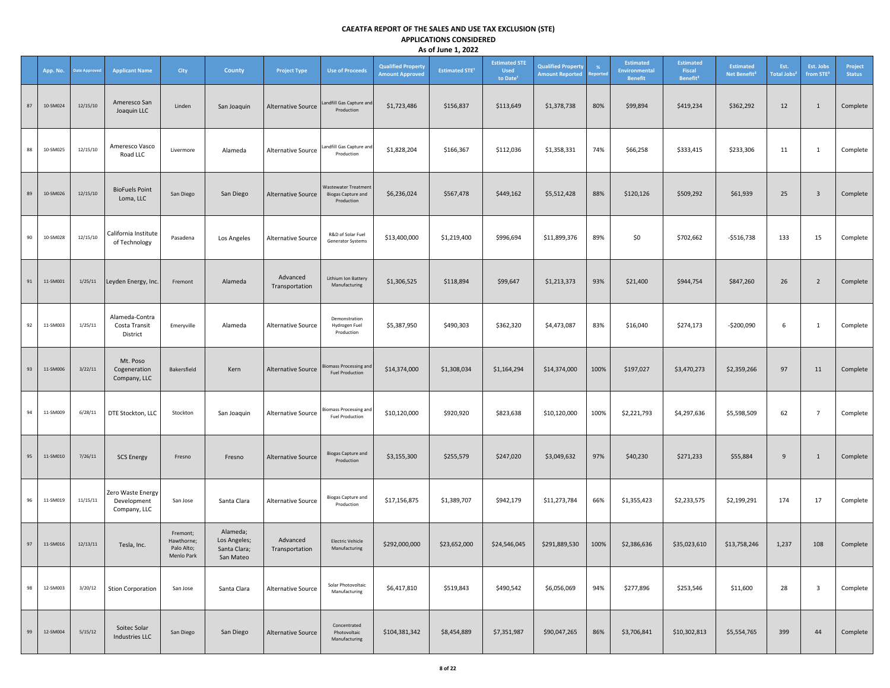# CAEATFA REPORT OF THE SALES AND USE TAX EXCLUSION (STE)
## APPLICATIONS CONSIDERED
### As of June 1, 2022

| | App. No. | Date Approved | Applicant Name | City | County | Project Type | Use of Proceeds | Qualified Property Amount Approved | Estimated STE[1] | Estimated STE Used to Date[1] | Qualified Property Amount Reported | % Reported | Estimated Environmental Benefit | Estimated Fiscal Benefit[2] | Estimated Net Benefit[2] | Est. Total Jobs[2] | Est. Jobs from STE[2] | Project Status |
|---|---|---|---|---|---|---|---|---|---|---|---|---|---|---|---|---|---|---|
| 87 | 10-SM024 | 12/15/10 | Ameresco San Joaquin LLC | Linden | San Joaquin | Alternative Source | Landfill Gas Capture and Production | $1,723,486 | $156,837 | $113,649 | $1,378,738 | 80% | $99,894 | $419,234 | $362,292 | 12 | 1 | Complete |
| 88 | 10-SM025 | 12/15/10 | Ameresco Vasco Road LLC | Livermore | Alameda | Alternative Source | Landfill Gas Capture and Production | $1,828,204 | $166,367 | $112,036 | $1,358,331 | 74% | $66,258 | $333,415 | $233,306 | 11 | 1 | Complete |
| 89 | 10-SM026 | 12/15/10 | BioFuels Point Loma, LLC | San Diego | San Diego | Alternative Source | Wastewater Treatment Biogas Capture and Production | $6,236,024 | $567,478 | $449,162 | $5,512,428 | 88% | $120,126 | $509,292 | $61,939 | 25 | 3 | Complete |
| 90 | 10-SM028 | 12/15/10 | California Institute of Technology | Pasadena | Los Angeles | Alternative Source | R&D of Solar Fuel Generator Systems | $13,400,000 | $1,219,400 | $996,694 | $11,899,376 | 89% | $0 | $702,662 | -$516,738 | 133 | 15 | Complete |
| 91 | 11-SM001 | 1/25/11 | Leyden Energy, Inc. | Fremont | Alameda | Advanced Transportation | Lithium Ion Battery Manufacturing | $1,306,525 | $118,894 | $99,647 | $1,213,373 | 93% | $21,400 | $944,754 | $847,260 | 26 | 2 | Complete |
| 92 | 11-SM003 | 1/25/11 | Alameda-Contra Costa Transit District | Emeryville | Alameda | Alternative Source | Demonstration Hydrogen Fuel Production | $5,387,950 | $490,303 | $362,320 | $4,473,087 | 83% | $16,040 | $274,173 | -$200,090 | 6 | 1 | Complete |
| 93 | 11-SM006 | 3/22/11 | Mt. Poso Cogeneration Company, LLC | Bakersfield | Kern | Alternative Source | Biomass Processing and Fuel Production | $14,374,000 | $1,308,034 | $1,164,294 | $14,374,000 | 100% | $197,027 | $3,470,273 | $2,359,266 | 97 | 11 | Complete |
| 94 | 11-SM009 | 6/28/11 | DTE Stockton, LLC | Stockton | San Joaquin | Alternative Source | Biomass Processing and Fuel Production | $10,120,000 | $920,920 | $823,638 | $10,120,000 | 100% | $2,221,793 | $4,297,636 | $5,598,509 | 62 | 7 | Complete |
| 95 | 11-SM010 | 7/26/11 | SCS Energy | Fresno | Fresno | Alternative Source | Biogas Capture and Production | $3,155,300 | $255,579 | $247,020 | $3,049,632 | 97% | $40,230 | $271,233 | $55,884 | 9 | 1 | Complete |
| 96 | 11-SM019 | 11/15/11 | Zero Waste Energy Development Company, LLC | San Jose | Santa Clara | Alternative Source | Biogas Capture and Production | $17,156,875 | $1,389,707 | $942,179 | $11,273,784 | 66% | $1,355,423 | $2,233,575 | $2,199,291 | 174 | 17 | Complete |
| 97 | 11-SM016 | 12/13/11 | Tesla, Inc. | Fremont; Hawthorne; Palo Alto; Menlo Park | Alameda; Los Angeles; Santa Clara; San Mateo | Advanced Transportation | Electric Vehicle Manufacturing | $292,000,000 | $23,652,000 | $24,546,045 | $291,889,530 | 100% | $2,386,636 | $35,023,610 | $13,758,246 | 1,237 | 108 | Complete |
| 98 | 12-SM003 | 3/20/12 | Stion Corporation | San Jose | Santa Clara | Alternative Source | Solar Photovoltaic Manufacturing | $6,417,810 | $519,843 | $490,542 | $6,056,069 | 94% | $277,896 | $253,546 | $11,600 | 28 | 3 | Complete |
| 99 | 12-SM004 | 5/15/12 | Soitec Solar Industries LLC | San Diego | San Diego | Alternative Source | Concentrated Photovoltaic Manufacturing | $104,381,342 | $8,454,889 | $7,351,987 | $90,047,265 | 86% | $3,706,841 | $10,302,813 | $5,554,765 | 399 | 44 | Complete |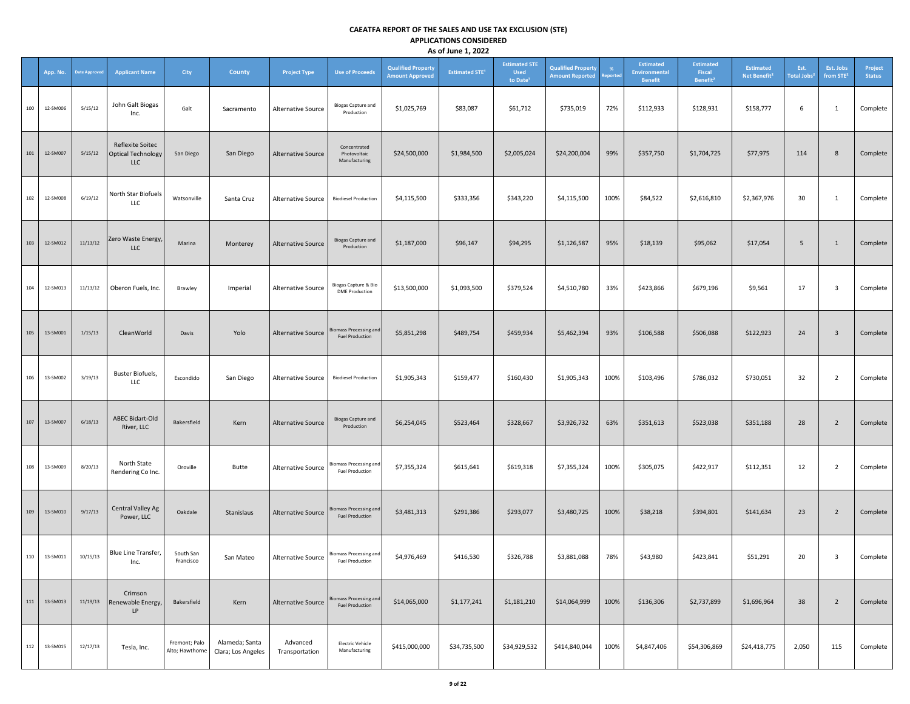# CAEATFA REPORT OF THE SALES AND USE TAX EXCLUSION (STE)
## APPLICATIONS CONSIDERED
### As of June 1, 2022

| | App. No. | Date Approved | Applicant Name | City | County | Project Type | Use of Proceeds | Qualified Property Amount Approved | Estimated STE[1] | Estimated STE Used to Date[1] | Qualified Property Amount Reported | % Reported | Estimated Environmental Benefit | Estimated Fiscal Benefit[2] | Estimated Net Benefit[2] | Est. Total Jobs[2] | Est. Jobs from STE[2] | Project Status |
|---|---|---|---|---|---|---|---|---|---|---|---|---|---|---|---|---|---|---|
| 100 | 12-SM006 | 5/15/12 | John Galt Biogas Inc. | Galt | Sacramento | Alternative Source | Biogas Capture and Production | $1,025,769 | $83,087 | $61,712 | $735,019 | 72% | $112,933 | $128,931 | $158,777 | 6 | 1 | Complete |
| 101 | 12-SM007 | 5/15/12 | Reflexite Soitec Optical Technology LLC | San Diego | San Diego | Alternative Source | Concentrated Photovoltaic Manufacturing | $24,500,000 | $1,984,500 | $2,005,024 | $24,200,004 | 99% | $357,750 | $1,704,725 | $77,975 | 114 | 8 | Complete |
| 102 | 12-SM008 | 6/19/12 | North Star Biofuels LLC | Watsonville | Santa Cruz | Alternative Source | Biodiesel Production | $4,115,500 | $333,356 | $343,220 | $4,115,500 | 100% | $84,522 | $2,616,810 | $2,367,976 | 30 | 1 | Complete |
| 103 | 12-SM012 | 11/13/12 | Zero Waste Energy, LLC | Marina | Monterey | Alternative Source | Biogas Capture and Production | $1,187,000 | $96,147 | $94,295 | $1,126,587 | 95% | $18,139 | $95,062 | $17,054 | 5 | 1 | Complete |
| 104 | 12-SM013 | 11/13/12 | Oberon Fuels, Inc. | Brawley | Imperial | Alternative Source | Biogas Capture & Bio DME Production | $13,500,000 | $1,093,500 | $379,524 | $4,510,780 | 33% | $423,866 | $679,196 | $9,561 | 17 | 3 | Complete |
| 105 | 13-SM001 | 1/15/13 | CleanWorld | Davis | Yolo | Alternative Source | Biomass Processing and Fuel Production | $5,851,298 | $489,754 | $459,934 | $5,462,394 | 93% | $106,588 | $506,088 | $122,923 | 24 | 3 | Complete |
| 106 | 13-SM002 | 3/19/13 | Buster Biofuels, LLC | Escondido | San Diego | Alternative Source | Biodiesel Production | $1,905,343 | $159,477 | $160,430 | $1,905,343 | 100% | $103,496 | $786,032 | $730,051 | 32 | 2 | Complete |
| 107 | 13-SM007 | 6/18/13 | ABEC Bidart-Old River, LLC | Bakersfield | Kern | Alternative Source | Biogas Capture and Production | $6,254,045 | $523,464 | $328,667 | $3,926,732 | 63% | $351,613 | $523,038 | $351,188 | 28 | 2 | Complete |
| 108 | 13-SM009 | 8/20/13 | North State Rendering Co Inc. | Oroville | Butte | Alternative Source | Biomass Processing and Fuel Production | $7,355,324 | $615,641 | $619,318 | $7,355,324 | 100% | $305,075 | $422,917 | $112,351 | 12 | 2 | Complete |
| 109 | 13-SM010 | 9/17/13 | Central Valley Ag Power, LLC | Oakdale | Stanislaus | Alternative Source | Biomass Processing and Fuel Production | $3,481,313 | $291,386 | $293,077 | $3,480,725 | 100% | $38,218 | $394,801 | $141,634 | 23 | 2 | Complete |
| 110 | 13-SM011 | 10/15/13 | Blue Line Transfer, Inc. | South San Francisco | San Mateo | Alternative Source | Biomass Processing and Fuel Production | $4,976,469 | $416,530 | $326,788 | $3,881,088 | 78% | $43,980 | $423,841 | $51,291 | 20 | 3 | Complete |
| 111 | 13-SM013 | 11/19/13 | Crimson Renewable Energy, LP | Bakersfield | Kern | Alternative Source | Biomass Processing and Fuel Production | $14,065,000 | $1,177,241 | $1,181,210 | $14,064,999 | 100% | $136,306 | $2,737,899 | $1,696,964 | 38 | 2 | Complete |
| 112 | 13-SM015 | 12/17/13 | Tesla, Inc. | Fremont; Palo Alto; Hawthorne | Alameda; Santa Clara; Los Angeles | Advanced Transportation | Electric Vehicle Manufacturing | $415,000,000 | $34,735,500 | $34,929,532 | $414,840,044 | 100% | $4,847,406 | $54,306,869 | $24,418,775 | 2,050 | 115 | Complete |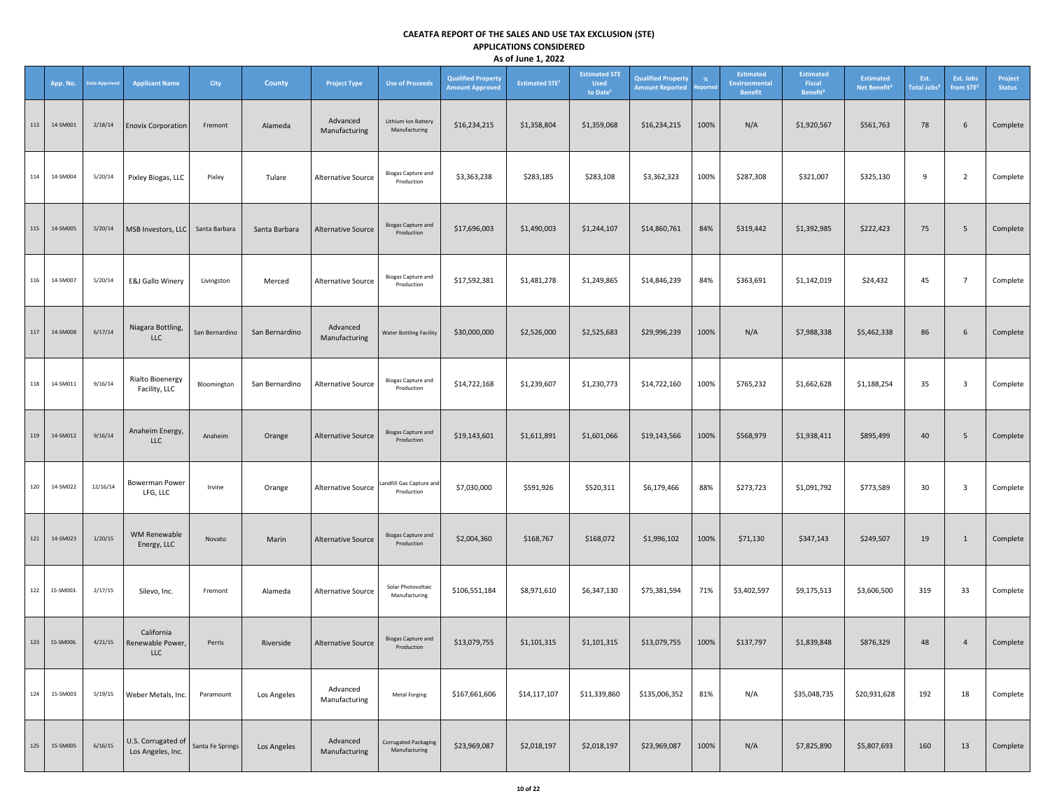# CAEATFA REPORT OF THE SALES AND USE TAX EXCLUSION (STE)

## APPLICATIONS CONSIDERED

### As of June 1, 2022

| | App. No. | Date Approved | Applicant Name | City | County | Project Type | Use of Proceeds | Qualified Property Amount Approved | Estimated STE[1] | Estimated STE Used to Date[1] | Qualified Property Amount Reported | % Reported | Estimated Environmental Benefit | Estimated Fiscal Benefit[2] | Estimated Net Benefit[2] | Est. Total Jobs[2] | Est. Jobs from STE[2] | Project Status |
|---|---|---|---|---|---|---|---|---|---|---|---|---|---|---|---|---|---|---|
| 113 | 14-SM001 | 2/18/14 | Enovix Corporation | Fremont | Alameda | Advanced Manufacturing | Lithium Ion Battery Manufacturing | $16,234,215 | $1,358,804 | $1,359,068 | $16,234,215 | 100% | N/A | $1,920,567 | $561,763 | 78 | 6 | Complete |
| 114 | 14-SM004 | 5/20/14 | Pixley Biogas, LLC | Pixley | Tulare | Alternative Source | Biogas Capture and Production | $3,363,238 | $283,185 | $283,108 | $3,362,323 | 100% | $287,308 | $321,007 | $325,130 | 9 | 2 | Complete |
| 115 | 14-SM005 | 5/20/14 | MSB Investors, LLC | Santa Barbara | Santa Barbara | Alternative Source | Biogas Capture and Production | $17,696,003 | $1,490,003 | $1,244,107 | $14,860,761 | 84% | $319,442 | $1,392,985 | $222,423 | 75 | 5 | Complete |
| 116 | 14-SM007 | 5/20/14 | E&J Gallo Winery | Livingston | Merced | Alternative Source | Biogas Capture and Production | $17,592,381 | $1,481,278 | $1,249,865 | $14,846,239 | 84% | $363,691 | $1,142,019 | $24,432 | 45 | 7 | Complete |
| 117 | 14-SM008 | 6/17/14 | Niagara Bottling, LLC | San Bernardino | San Bernardino | Advanced Manufacturing | Water Bottling Facility | $30,000,000 | $2,526,000 | $2,525,683 | $29,996,239 | 100% | N/A | $7,988,338 | $5,462,338 | 86 | 6 | Complete |
| 118 | 14-SM011 | 9/16/14 | Rialto Bioenergy Facility, LLC | Bloomington | San Bernardino | Alternative Source | Biogas Capture and Production | $14,722,168 | $1,239,607 | $1,230,773 | $14,722,160 | 100% | $765,232 | $1,662,628 | $1,188,254 | 35 | 3 | Complete |
| 119 | 14-SM012 | 9/16/14 | Anaheim Energy, LLC | Anaheim | Orange | Alternative Source | Biogas Capture and Production | $19,143,601 | $1,611,891 | $1,601,066 | $19,143,566 | 100% | $568,979 | $1,938,411 | $895,499 | 40 | 5 | Complete |
| 120 | 14-SM022 | 12/16/14 | Bowerman Power LFG, LLC | Irvine | Orange | Alternative Source | Landfill Gas Capture and Production | $7,030,000 | $591,926 | $520,311 | $6,179,466 | 88% | $273,723 | $1,091,792 | $773,589 | 30 | 3 | Complete |
| 121 | 14-SM023 | 1/20/15 | WM Renewable Energy, LLC | Novato | Marin | Alternative Source | Biogas Capture and Production | $2,004,360 | $168,767 | $168,072 | $1,996,102 | 100% | $71,130 | $347,143 | $249,507 | 19 | 1 | Complete |
| 122 | 15-SM003. | 2/17/15 | Silevo, Inc. | Fremont | Alameda | Alternative Source | Solar Photovoltaic Manufacturing | $106,551,184 | $8,971,610 | $6,347,130 | $75,381,594 | 71% | $3,402,597 | $9,175,513 | $3,606,500 | 319 | 33 | Complete |
| 123 | 15-SM006. | 4/21/15 | California Renewable Power, LLC | Perris | Riverside | Alternative Source | Biogas Capture and Production | $13,079,755 | $1,101,315 | $1,101,315 | $13,079,755 | 100% | $137,797 | $1,839,848 | $876,329 | 48 | 4 | Complete |
| 124 | 15-SM003 | 5/19/15 | Weber Metals, Inc. | Paramount | Los Angeles | Advanced Manufacturing | Metal Forging | $167,661,606 | $14,117,107 | $11,339,860 | $135,006,352 | 81% | N/A | $35,048,735 | $20,931,628 | 192 | 18 | Complete |
| 125 | 15-SM005 | 6/16/15 | U.S. Corrugated of Los Angeles, Inc. | Santa Fe Springs | Los Angeles | Advanced Manufacturing | Corrugated Packaging Manufacturing | $23,969,087 | $2,018,197 | $2,018,197 | $23,969,087 | 100% | N/A | $7,825,890 | $5,807,693 | 160 | 13 | Complete |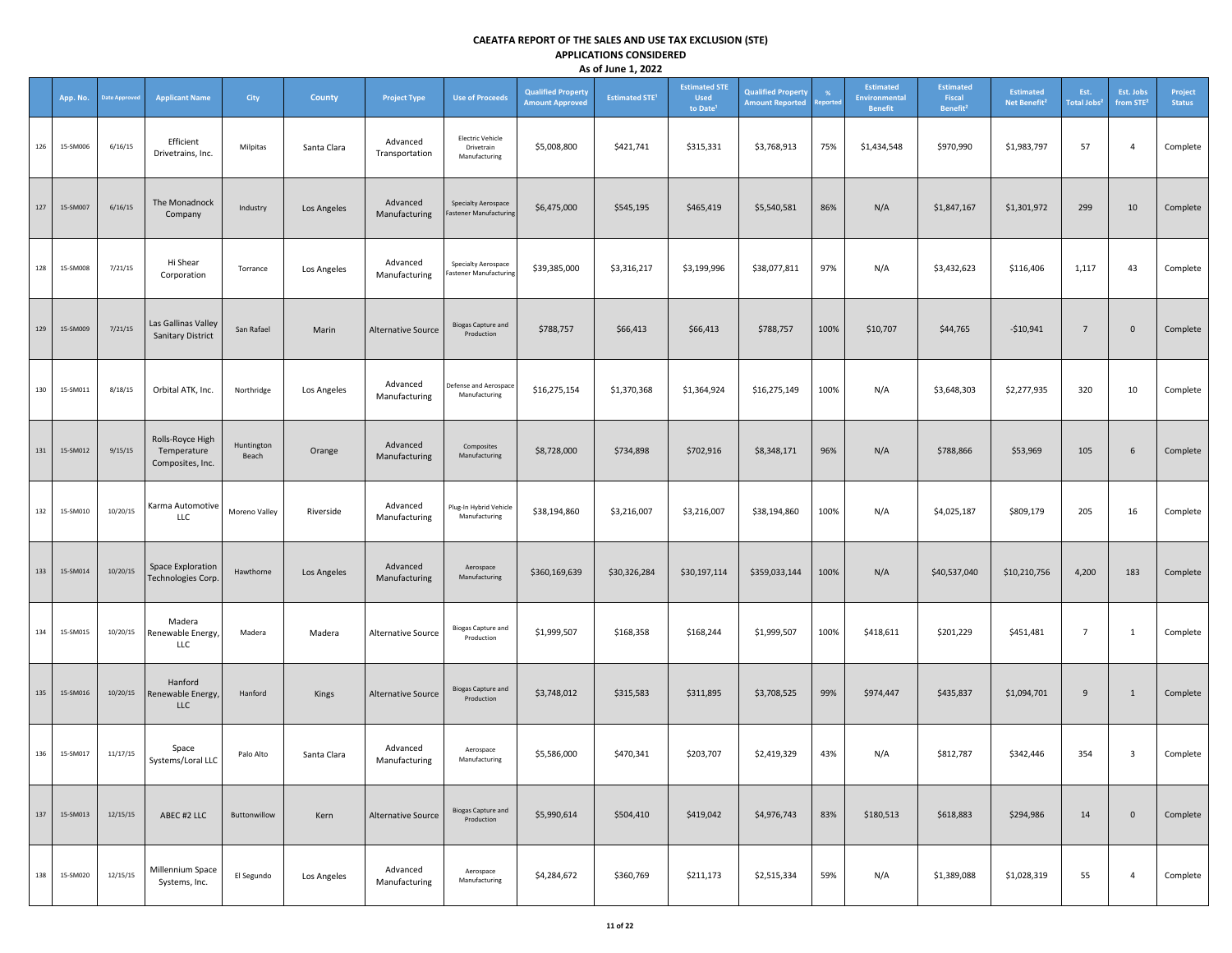# CAEATFA REPORT OF THE SALES AND USE TAX EXCLUSION (STE)

## APPLICATIONS CONSIDERED

### As of June 1, 2022

| | App. No. | Date Approved | Applicant Name | City | County | Project Type | Use of Proceeds | Qualified Property Amount Approved | Estimated STE[1] | Estimated STE Used to Date[1] | Qualified Property Amount Reported | % Reported | Estimated Environmental Benefit | Estimated Fiscal Benefit[2] | Estimated Net Benefit[2] | Est. Total Jobs[2] | Est. Jobs from STE[2] | Project Status |
|---|---|---|---|---|---|---|---|---|---|---|---|---|---|---|---|---|---|---|
| 126 | 15-SM006 | 6/16/15 | Efficient Drivetrains, Inc. | Milpitas | Santa Clara | Advanced Transportation | Electric Vehicle Drivetrain Manufacturing | $5,008,800 | $421,741 | $315,331 | $3,768,913 | 75% | $1,434,548 | $970,990 | $1,983,797 | 57 | 4 | Complete |
| 127 | 15-SM007 | 6/16/15 | The Monadnock Company | Industry | Los Angeles | Advanced Manufacturing | Specialty Aerospace Fastener Manufacturing | $6,475,000 | $545,195 | $465,419 | $5,540,581 | 86% | N/A | $1,847,167 | $1,301,972 | 299 | 10 | Complete |
| 128 | 15-SM008 | 7/21/15 | Hi Shear Corporation | Torrance | Los Angeles | Advanced Manufacturing | Specialty Aerospace Fastener Manufacturing | $39,385,000 | $3,316,217 | $3,199,996 | $38,077,811 | 97% | N/A | $3,432,623 | $116,406 | 1,117 | 43 | Complete |
| 129 | 15-SM009 | 7/21/15 | Las Gallinas Valley Sanitary District | San Rafael | Marin | Alternative Source | Biogas Capture and Production | $788,757 | $66,413 | $66,413 | $788,757 | 100% | $10,707 | $44,765 | -$10,941 | 7 | 0 | Complete |
| 130 | 15-SM011 | 8/18/15 | Orbital ATK, Inc. | Northridge | Los Angeles | Advanced Manufacturing | Defense and Aerospace Manufacturing | $16,275,154 | $1,370,368 | $1,364,924 | $16,275,149 | 100% | N/A | $3,648,303 | $2,277,935 | 320 | 10 | Complete |
| 131 | 15-SM012 | 9/15/15 | Rolls-Royce High Temperature Composites, Inc. | Huntington Beach | Orange | Advanced Manufacturing | Composites Manufacturing | $8,728,000 | $734,898 | $702,916 | $8,348,171 | 96% | N/A | $788,866 | $53,969 | 105 | 6 | Complete |
| 132 | 15-SM010 | 10/20/15 | Karma Automotive LLC | Moreno Valley | Riverside | Advanced Manufacturing | Plug-In Hybrid Vehicle Manufacturing | $38,194,860 | $3,216,007 | $3,216,007 | $38,194,860 | 100% | N/A | $4,025,187 | $809,179 | 205 | 16 | Complete |
| 133 | 15-SM014 | 10/20/15 | Space Exploration Technologies Corp. | Hawthorne | Los Angeles | Advanced Manufacturing | Aerospace Manufacturing | $360,169,639 | $30,326,284 | $30,197,114 | $359,033,144 | 100% | N/A | $40,537,040 | $10,210,756 | 4,200 | 183 | Complete |
| 134 | 15-SM015 | 10/20/15 | Madera Renewable Energy, LLC | Madera | Madera | Alternative Source | Biogas Capture and Production | $1,999,507 | $168,358 | $168,244 | $1,999,507 | 100% | $418,611 | $201,229 | $451,481 | 7 | 1 | Complete |
| 135 | 15-SM016 | 10/20/15 | Hanford Renewable Energy, LLC | Hanford | Kings | Alternative Source | Biogas Capture and Production | $3,748,012 | $315,583 | $311,895 | $3,708,525 | 99% | $974,447 | $435,837 | $1,094,701 | 9 | 1 | Complete |
| 136 | 15-SM017 | 11/17/15 | Space Systems/Loral LLC | Palo Alto | Santa Clara | Advanced Manufacturing | Aerospace Manufacturing | $5,586,000 | $470,341 | $203,707 | $2,419,329 | 43% | N/A | $812,787 | $342,446 | 354 | 3 | Complete |
| 137 | 15-SM013 | 12/15/15 | ABEC #2 LLC | Buttonwillow | Kern | Alternative Source | Biogas Capture and Production | $5,990,614 | $504,410 | $419,042 | $4,976,743 | 83% | $180,513 | $618,883 | $294,986 | 14 | 0 | Complete |
| 138 | 15-SM020 | 12/15/15 | Millennium Space Systems, Inc. | El Segundo | Los Angeles | Advanced Manufacturing | Aerospace Manufacturing | $4,284,672 | $360,769 | $211,173 | $2,515,334 | 59% | N/A | $1,389,088 | $1,028,319 | 55 | 4 | Complete |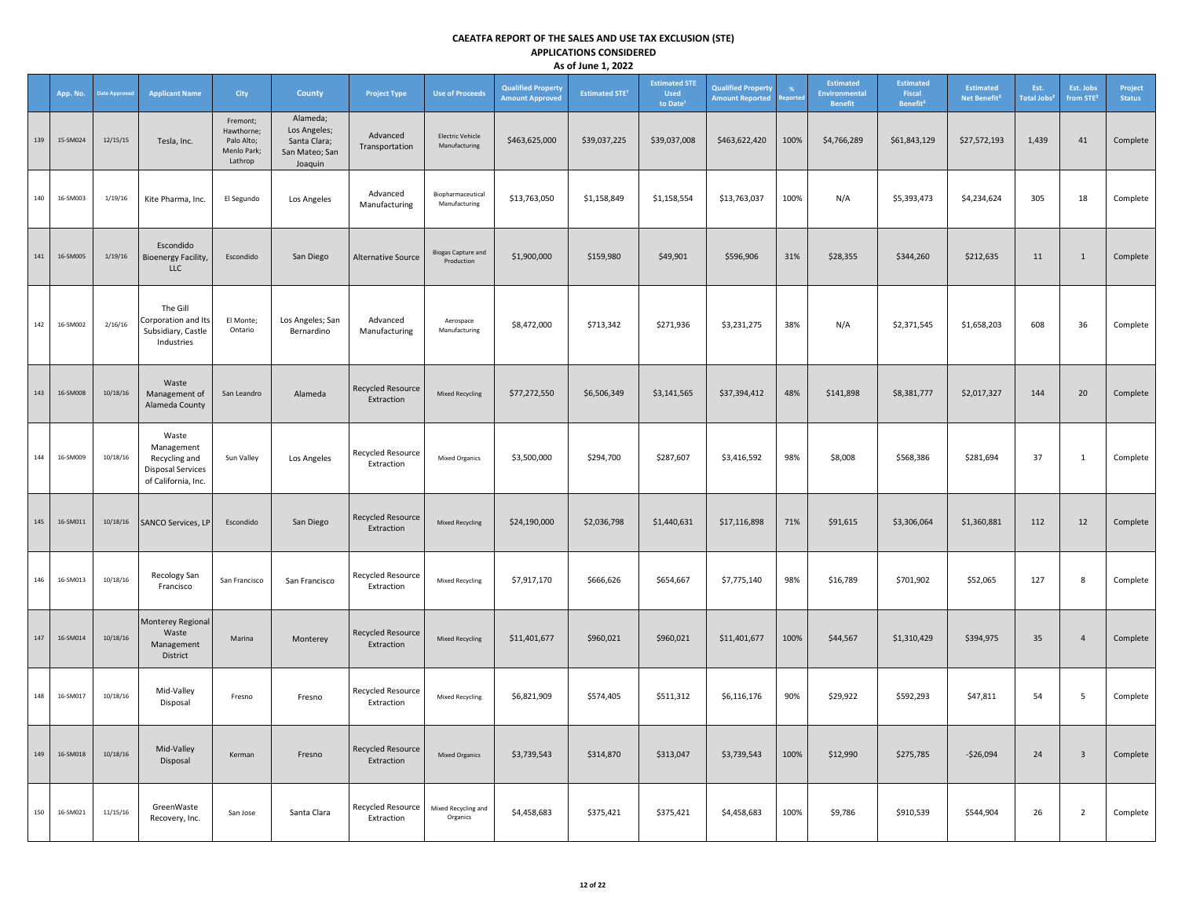# CAEATFA REPORT OF THE SALES AND USE TAX EXCLUSION (STE)

## APPLICATIONS CONSIDERED

### As of June 1, 2022

| | App. No. | Date Approved | Applicant Name | City | County | Project Type | Use of Proceeds | Qualified Property Amount Approved | Estimated STE[1] | Estimated STE Used to Date[1] | Qualified Property Amount Reported | % Reported | Estimated Environmental Benefit | Estimated Fiscal Benefit[2] | Estimated Net Benefit[2] | Est. Total Jobs[2] | Est. Jobs from STE[2] | Project Status |
|---|---|---|---|---|---|---|---|---|---|---|---|---|---|---|---|---|---|---|
| 139 | 15-SM024 | 12/15/15 | Tesla, Inc. | Fremont; Hawthorne; Palo Alto; Menlo Park; Lathrop | Alameda; Los Angeles; Santa Clara; San Mateo; San Joaquin | Advanced Transportation | Electric Vehicle Manufacturing | $463,625,000 | $39,037,225 | $39,037,008 | $463,622,420 | 100% | $4,766,289 | $61,843,129 | $27,572,193 | 1,439 | 41 | Complete |
| 140 | 16-SM003 | 1/19/16 | Kite Pharma, Inc. | El Segundo | Los Angeles | Advanced Manufacturing | Biopharmaceutical Manufacturing | $13,763,050 | $1,158,849 | $1,158,554 | $13,763,037 | 100% | N/A | $5,393,473 | $4,234,624 | 305 | 18 | Complete |
| 141 | 16-SM005 | 1/19/16 | Escondido Bioenergy Facility, LLC | Escondido | San Diego | Alternative Source | Biogas Capture and Production | $1,900,000 | $159,980 | $49,901 | $596,906 | 31% | $28,355 | $344,260 | $212,635 | 11 | 1 | Complete |
| 142 | 16-SM002 | 2/16/16 | The Gill Corporation and Its Subsidiary, Castle Industries | El Monte; Ontario | Los Angeles; San Bernardino | Advanced Manufacturing | Aerospace Manufacturing | $8,472,000 | $713,342 | $271,936 | $3,231,275 | 38% | N/A | $2,371,545 | $1,658,203 | 608 | 36 | Complete |
| 143 | 16-SM008 | 10/18/16 | Waste Management of Alameda County | San Leandro | Alameda | Recycled Resource Extraction | Mixed Recycling | $77,272,550 | $6,506,349 | $3,141,565 | $37,394,412 | 48% | $141,898 | $8,381,777 | $2,017,327 | 144 | 20 | Complete |
| 144 | 16-SM009 | 10/18/16 | Waste Management Recycling and Disposal Services of California, Inc. | Sun Valley | Los Angeles | Recycled Resource Extraction | Mixed Organics | $3,500,000 | $294,700 | $287,607 | $3,416,592 | 98% | $8,008 | $568,386 | $281,694 | 37 | 1 | Complete |
| 145 | 16-SM011 | 10/18/16 | SANCO Services, LP | Escondido | San Diego | Recycled Resource Extraction | Mixed Recycling | $24,190,000 | $2,036,798 | $1,440,631 | $17,116,898 | 71% | $91,615 | $3,306,064 | $1,360,881 | 112 | 12 | Complete |
| 146 | 16-SM013 | 10/18/16 | Recology San Francisco | San Francisco | San Francisco | Recycled Resource Extraction | Mixed Recycling | $7,917,170 | $666,626 | $654,667 | $7,775,140 | 98% | $16,789 | $701,902 | $52,065 | 127 | 8 | Complete |
| 147 | 16-SM014 | 10/18/16 | Monterey Regional Waste Management District | Marina | Monterey | Recycled Resource Extraction | Mixed Recycling | $11,401,677 | $960,021 | $960,021 | $11,401,677 | 100% | $44,567 | $1,310,429 | $394,975 | 35 | 4 | Complete |
| 148 | 16-SM017 | 10/18/16 | Mid-Valley Disposal | Fresno | Fresno | Recycled Resource Extraction | Mixed Recycling | $6,821,909 | $574,405 | $511,312 | $6,116,176 | 90% | $29,922 | $592,293 | $47,811 | 54 | 5 | Complete |
| 149 | 16-SM018 | 10/18/16 | Mid-Valley Disposal | Kerman | Fresno | Recycled Resource Extraction | Mixed Organics | $3,739,543 | $314,870 | $313,047 | $3,739,543 | 100% | $12,990 | $275,785 | -$26,094 | 24 | 3 | Complete |
| 150 | 16-SM021 | 11/15/16 | GreenWaste Recovery, Inc. | San Jose | Santa Clara | Recycled Resource Extraction | Mixed Recycling and Organics | $4,458,683 | $375,421 | $375,421 | $4,458,683 | 100% | $9,786 | $910,539 | $544,904 | 26 | 2 | Complete |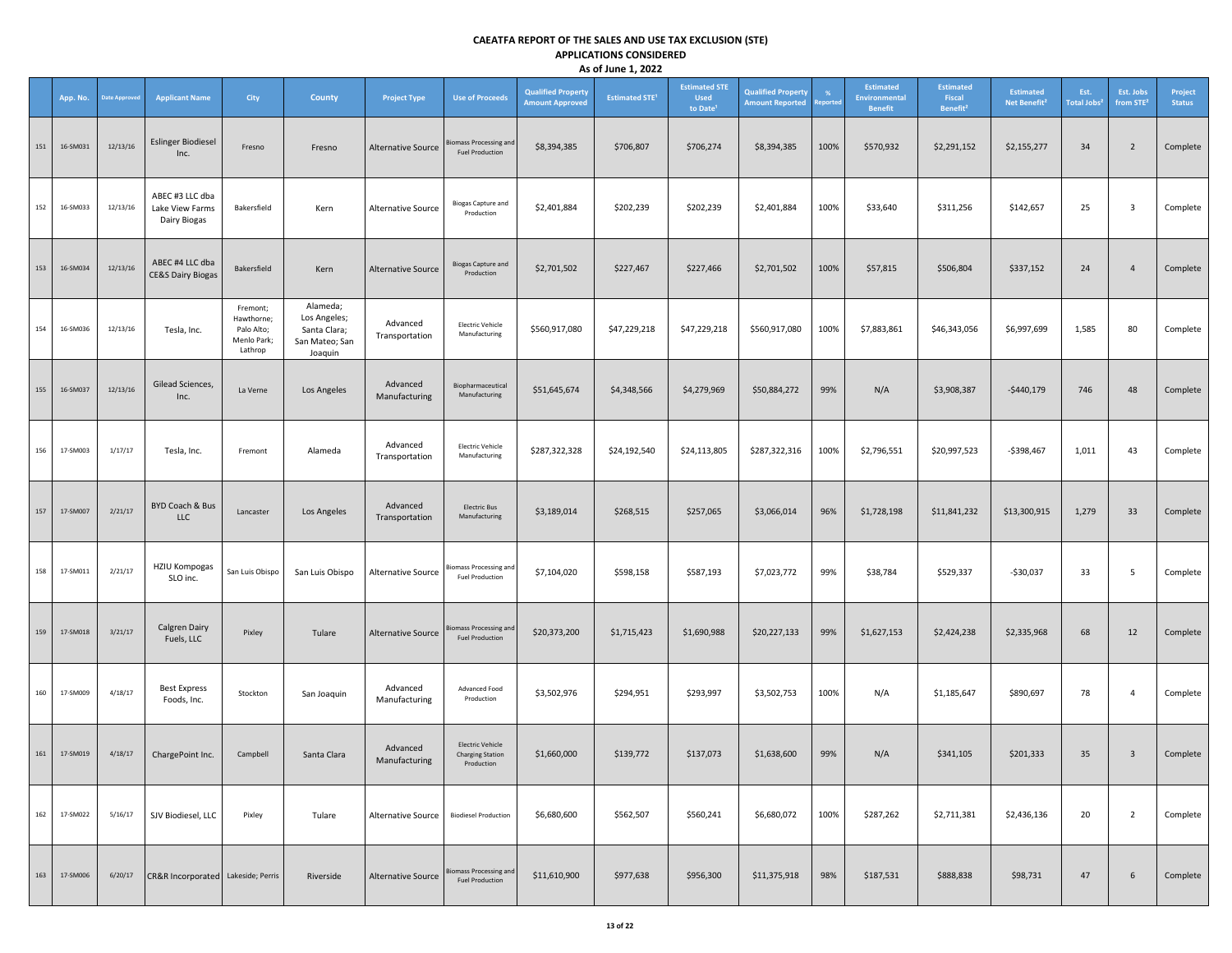# CAEATFA REPORT OF THE SALES AND USE TAX EXCLUSION (STE)

## APPLICATIONS CONSIDERED

### As of June 1, 2022

| | App. No. | Date Approved | Applicant Name | City | County | Project Type | Use of Proceeds | Qualified Property Amount Approved | Estimated STE[1] | Estimated STE Used to Date[1] | Qualified Property Amount Reported | % Reported | Estimated Environmental Benefit | Estimated Fiscal Benefit[2] | Estimated Net Benefit[3] | Est. Total Jobs[2] | Est. Jobs from STE[2] | Project Status |
|---|---|---|---|---|---|---|---|---|---|---|---|---|---|---|---|---|---|---|
| 151 | 16-SM031 | 12/13/16 | Eslinger Biodiesel Inc. | Fresno | Fresno | Alternative Source | Biomass Processing and Fuel Production | $8,394,385 | $706,807 | $706,274 | $8,394,385 | 100% | $570,932 | $2,291,152 | $2,155,277 | 34 | 2 | Complete |
| 152 | 16-SM033 | 12/13/16 | ABEC #3 LLC dba Lake View Farms Dairy Biogas | Bakersfield | Kern | Alternative Source | Biogas Capture and Production | $2,401,884 | $202,239 | $202,239 | $2,401,884 | 100% | $33,640 | $311,256 | $142,657 | 25 | 3 | Complete |
| 153 | 16-SM034 | 12/13/16 | ABEC #4 LLC dba CE&S Dairy Biogas | Bakersfield | Kern | Alternative Source | Biogas Capture and Production | $2,701,502 | $227,467 | $227,466 | $2,701,502 | 100% | $57,815 | $506,804 | $337,152 | 24 | 4 | Complete |
| 154 | 16-SM036 | 12/13/16 | Tesla, Inc. | Fremont; Hawthorne; Palo Alto; Menlo Park; Lathrop | Alameda; Los Angeles; Santa Clara; San Mateo; San Joaquin | Advanced Transportation | Electric Vehicle Manufacturing | $560,917,080 | $47,229,218 | $47,229,218 | $560,917,080 | 100% | $7,883,861 | $46,343,056 | $6,997,699 | 1,585 | 80 | Complete |
| 155 | 16-SM037 | 12/13/16 | Gilead Sciences, Inc. | La Verne | Los Angeles | Advanced Manufacturing | Biopharmaceutical Manufacturing | $51,645,674 | $4,348,566 | $4,279,969 | $50,884,272 | 99% | N/A | $3,908,387 | -$440,179 | 746 | 48 | Complete |
| 156 | 17-SM003 | 1/17/17 | Tesla, Inc. | Fremont | Alameda | Advanced Transportation | Electric Vehicle Manufacturing | $287,322,328 | $24,192,540 | $24,113,805 | $287,322,316 | 100% | $2,796,551 | $20,997,523 | -$398,467 | 1,011 | 43 | Complete |
| 157 | 17-SM007 | 2/21/17 | BYD Coach & Bus LLC | Lancaster | Los Angeles | Advanced Transportation | Electric Bus Manufacturing | $3,189,014 | $268,515 | $257,065 | $3,066,014 | 96% | $1,728,198 | $11,841,232 | $13,300,915 | 1,279 | 33 | Complete |
| 158 | 17-SM011 | 2/21/17 | HZIU Kompogas SLO inc. | San Luis Obispo | San Luis Obispo | Alternative Source | Biomass Processing and Fuel Production | $7,104,020 | $598,158 | $587,193 | $7,023,772 | 99% | $38,784 | $529,337 | -$30,037 | 33 | 5 | Complete |
| 159 | 17-SM018 | 3/21/17 | Calgren Dairy Fuels, LLC | Pixley | Tulare | Alternative Source | Biomass Processing and Fuel Production | $20,373,200 | $1,715,423 | $1,690,988 | $20,227,133 | 99% | $1,627,153 | $2,424,238 | $2,335,968 | 68 | 12 | Complete |
| 160 | 17-SM009 | 4/18/17 | Best Express Foods, Inc. | Stockton | San Joaquin | Advanced Manufacturing | Advanced Food Production | $3,502,976 | $294,951 | $293,997 | $3,502,753 | 100% | N/A | $1,185,647 | $890,697 | 78 | 4 | Complete |
| 161 | 17-SM019 | 4/18/17 | ChargePoint Inc. | Campbell | Santa Clara | Advanced Manufacturing | Electric Vehicle Charging Station Production | $1,660,000 | $139,772 | $137,073 | $1,638,600 | 99% | N/A | $341,105 | $201,333 | 35 | 3 | Complete |
| 162 | 17-SM022 | 5/16/17 | SJV Biodiesel, LLC | Pixley | Tulare | Alternative Source | Biodiesel Production | $6,680,600 | $562,507 | $560,241 | $6,680,072 | 100% | $287,262 | $2,711,381 | $2,436,136 | 20 | 2 | Complete |
| 163 | 17-SM006 | 6/20/17 | CR&R Incorporated | Lakeside; Perris | Riverside | Alternative Source | Biomass Processing and Fuel Production | $11,610,900 | $977,638 | $956,300 | $11,375,918 | 98% | $187,531 | $888,838 | $98,731 | 47 | 6 | Complete |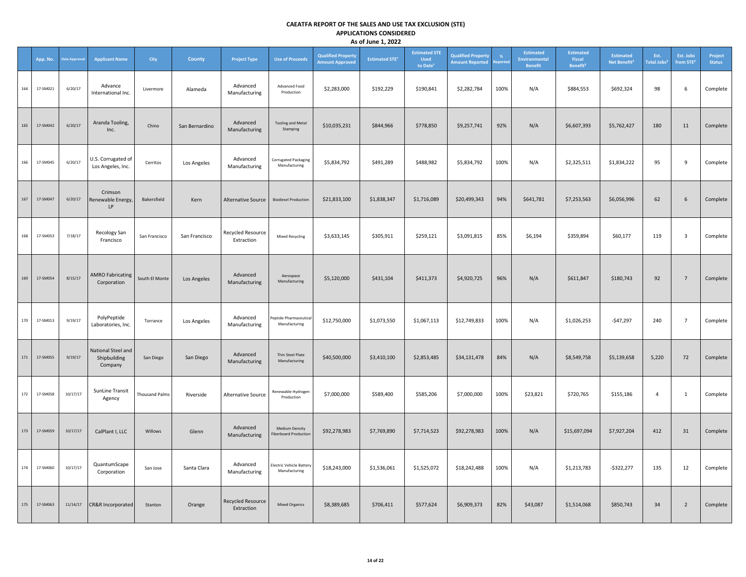# CAEATFA REPORT OF THE SALES AND USE TAX EXCLUSION (STE)

## APPLICATIONS CONSIDERED

### As of June 1, 2022

| | App. No. | Date Approved | Applicant Name | City | County | Project Type | Use of Proceeds | Qualified Property Amount Approved | Estimated STE[1] | Estimated STE Used to Date[1] | Qualified Property Amount Reported | % Reported | Estimated Environmental Benefit | Estimated Fiscal Benefit[2] | Estimated Net Benefit[3] | Est. Total Jobs[2] | Est. Jobs from STE[2] | Project Status |
|---|---|---|---|---|---|---|---|---|---|---|---|---|---|---|---|---|---|---|
| 164 | 17-SM021 | 6/20/17 | Advance International Inc. | Livermore | Alameda | Advanced Manufacturing | Advanced Food Production | $2,283,000 | $192,229 | $190,841 | $2,282,784 | 100% | N/A | $884,553 | $692,324 | 98 | 6 | Complete |
| 165 | 17-SM042 | 6/20/17 | Aranda Tooling, Inc. | Chino | San Bernardino | Advanced Manufacturing | Tooling and Metal Stamping | $10,035,231 | $844,966 | $778,850 | $9,257,741 | 92% | N/A | $6,607,393 | $5,762,427 | 180 | 11 | Complete |
| 166 | 17-SM045 | 6/20/17 | U.S. Corrugated of Los Angeles, Inc. | Cerritos | Los Angeles | Advanced Manufacturing | Corrugated Packaging Manufacturing | $5,834,792 | $491,289 | $488,982 | $5,834,792 | 100% | N/A | $2,325,511 | $1,834,222 | 95 | 9 | Complete |
| 167 | 17-SM047 | 6/20/17 | Crimson Renewable Energy, LP | Bakersfield | Kern | Alternative Source | Biodiesel Production | $21,833,100 | $1,838,347 | $1,716,089 | $20,499,343 | 94% | $641,781 | $7,253,563 | $6,056,996 | 62 | 6 | Complete |
| 168 | 17-SM053 | 7/18/17 | Recology San Francisco | San Francisco | San Francisco | Recycled Resource Extraction | Mixed Recycling | $3,633,145 | $305,911 | $259,121 | $3,091,815 | 85% | $6,194 | $359,894 | $60,177 | 119 | 3 | Complete |
| 169 | 17-SM054 | 8/15/17 | AMRO Fabricating Corporation | South El Monte | Los Angeles | Advanced Manufacturing | Aerospace Manufacturing | $5,120,000 | $431,104 | $411,373 | $4,920,725 | 96% | N/A | $611,847 | $180,743 | 92 | 7 | Complete |
| 170 | 17-SM013 | 9/19/17 | PolyPeptide Laboratories, Inc. | Torrance | Los Angeles | Advanced Manufacturing | Peptide Pharmaceutical Manufacturing | $12,750,000 | $1,073,550 | $1,067,113 | $12,749,833 | 100% | N/A | $1,026,253 | -$47,297 | 240 | 7 | Complete |
| 171 | 17-SM055 | 9/19/17 | National Steel and Shipbuilding Company | San Diego | San Diego | Advanced Manufacturing | Thin Steel Plate Manufacturing | $40,500,000 | $3,410,100 | $2,853,485 | $34,131,478 | 84% | N/A | $8,549,758 | $5,139,658 | 5,220 | 72 | Complete |
| 172 | 17-SM058 | 10/17/17 | SunLine Transit Agency | Thousand Palms | Riverside | Alternative Source | Renewable Hydrogen Production | $7,000,000 | $589,400 | $585,206 | $7,000,000 | 100% | $23,821 | $720,765 | $155,186 | 4 | 1 | Complete |
| 173 | 17-SM059 | 10/17/17 | CalPlant I, LLC | Willows | Glenn | Advanced Manufacturing | Medium Density Fiberboard Production | $92,278,983 | $7,769,890 | $7,714,523 | $92,278,983 | 100% | N/A | $15,697,094 | $7,927,204 | 412 | 31 | Complete |
| 174 | 17-SM060 | 10/17/17 | QuantumScape Corporation | San Jose | Santa Clara | Advanced Manufacturing | Electric Vehicle Battery Manufacturing | $18,243,000 | $1,536,061 | $1,525,072 | $18,242,488 | 100% | N/A | $1,213,783 | -$322,277 | 135 | 12 | Complete |
| 175 | 17-SM063 | 11/14/17 | CR&R Incorporated | Stanton | Orange | Recycled Resource Extraction | Mixed Organics | $8,389,685 | $706,411 | $577,624 | $6,909,373 | 82% | $43,087 | $1,514,068 | $850,743 | 34 | 2 | Complete |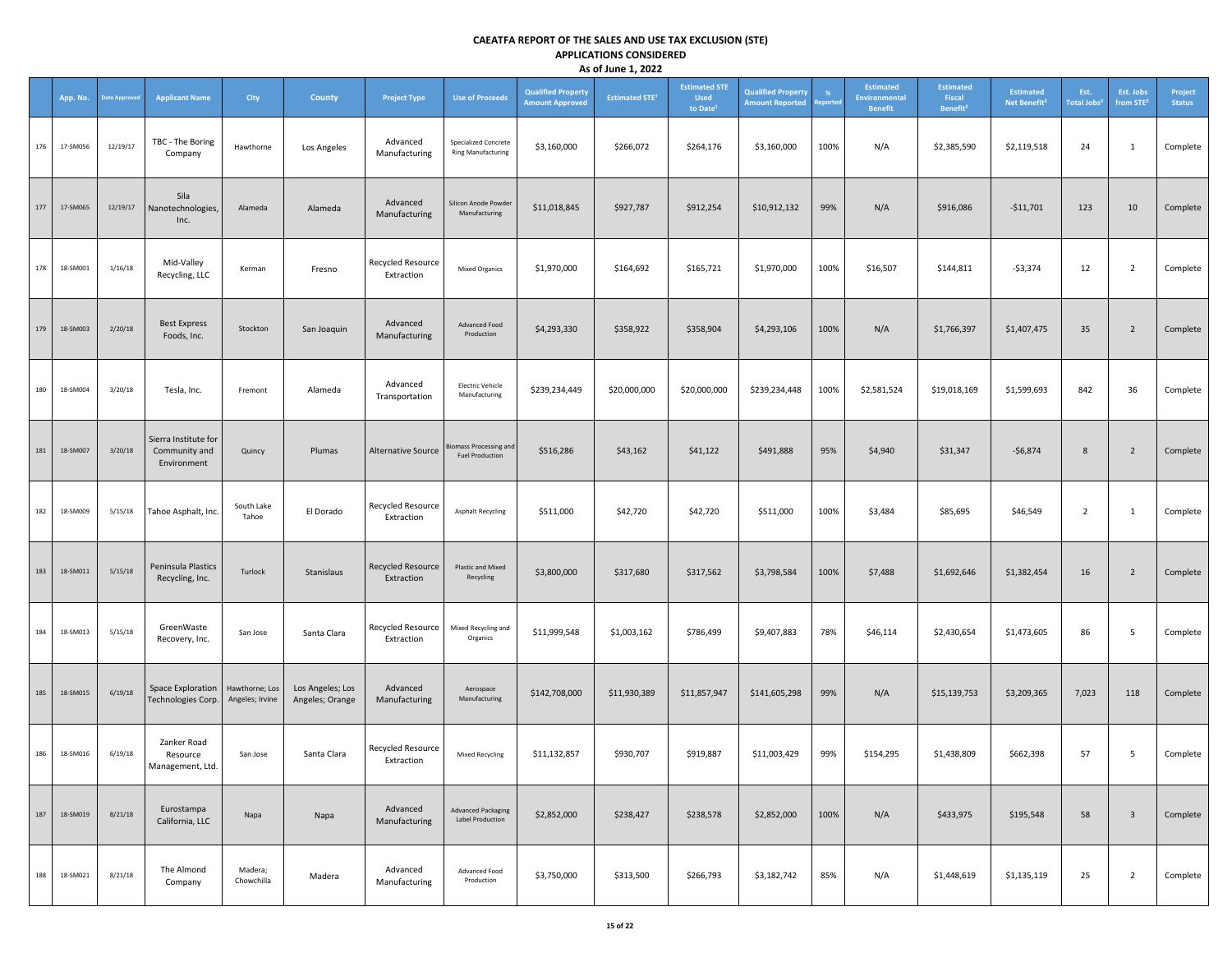# CAEATFA REPORT OF THE SALES AND USE TAX EXCLUSION (STE)
## APPLICATIONS CONSIDERED
### As of June 1, 2022

| | App. No. | Date Approved | Applicant Name | City | County | Project Type | Use of Proceeds | Qualified Property Amount Approved | Estimated STE[1] | Estimated STE Used to Date[1] | Qualified Property Amount Reported | % Reported | Estimated Environmental Benefit | Estimated Fiscal Benefit[2] | Estimated Net Benefit[2] | Est. Total Jobs[2] | Est. Jobs from STE[2] | Project Status |
|---|---|---|---|---|---|---|---|---|---|---|---|---|---|---|---|---|---|---|
| 176 | 17-SM056 | 12/19/17 | TBC - The Boring Company | Hawthorne | Los Angeles | Advanced Manufacturing | Specialized Concrete Ring Manufacturing | $3,160,000 | $266,072 | $264,176 | $3,160,000 | 100% | N/A | $2,385,590 | $2,119,518 | 24 | 1 | Complete |
| 177 | 17-SM065 | 12/19/17 | Sila Nanotechnologies, Inc. | Alameda | Alameda | Advanced Manufacturing | Silicon Anode Powder Manufacturing | $11,018,845 | $927,787 | $912,254 | $10,912,132 | 99% | N/A | $916,086 | -$11,701 | 123 | 10 | Complete |
| 178 | 18-SM001 | 1/16/18 | Mid-Valley Recycling, LLC | Kerman | Fresno | Recycled Resource Extraction | Mixed Organics | $1,970,000 | $164,692 | $165,721 | $1,970,000 | 100% | $16,507 | $144,811 | -$3,374 | 12 | 2 | Complete |
| 179 | 18-SM003 | 2/20/18 | Best Express Foods, Inc. | Stockton | San Joaquin | Advanced Manufacturing | Advanced Food Production | $4,293,330 | $358,922 | $358,904 | $4,293,106 | 100% | N/A | $1,766,397 | $1,407,475 | 35 | 2 | Complete |
| 180 | 18-SM004 | 3/20/18 | Tesla, Inc. | Fremont | Alameda | Advanced Transportation | Electric Vehicle Manufacturing | $239,234,449 | $20,000,000 | $20,000,000 | $239,234,448 | 100% | $2,581,524 | $19,018,169 | $1,599,693 | 842 | 36 | Complete |
| 181 | 18-SM007 | 3/20/18 | Sierra Institute for Community and Environment | Quincy | Plumas | Alternative Source | Biomass Processing and Fuel Production | $516,286 | $43,162 | $41,122 | $491,888 | 95% | $4,940 | $31,347 | -$6,874 | 8 | 2 | Complete |
| 182 | 18-SM009 | 5/15/18 | Tahoe Asphalt, Inc. | South Lake Tahoe | El Dorado | Recycled Resource Extraction | Asphalt Recycling | $511,000 | $42,720 | $42,720 | $511,000 | 100% | $3,484 | $85,695 | $46,549 | 2 | 1 | Complete |
| 183 | 18-SM011 | 5/15/18 | Peninsula Plastics Recycling, Inc. | Turlock | Stanislaus | Recycled Resource Extraction | Plastic and Mixed Recycling | $3,800,000 | $317,680 | $317,562 | $3,798,584 | 100% | $7,488 | $1,692,646 | $1,382,454 | 16 | 2 | Complete |
| 184 | 18-SM013 | 5/15/18 | GreenWaste Recovery, Inc. | San Jose | Santa Clara | Recycled Resource Extraction | Mixed Recycling and Organics | $11,999,548 | $1,003,162 | $786,499 | $9,407,883 | 78% | $46,114 | $2,430,654 | $1,473,605 | 86 | 5 | Complete |
| 185 | 18-SM015 | 6/19/18 | Space Exploration Technologies Corp. | Hawthorne; Los Angeles; Irvine | Los Angeles; Los Angeles; Orange | Advanced Manufacturing | Aerospace Manufacturing | $142,708,000 | $11,930,389 | $11,857,947 | $141,605,298 | 99% | N/A | $15,139,753 | $3,209,365 | 7,023 | 118 | Complete |
| 186 | 18-SM016 | 6/19/18 | Zanker Road Resource Management, Ltd. | San Jose | Santa Clara | Recycled Resource Extraction | Mixed Recycling | $11,132,857 | $930,707 | $919,887 | $11,003,429 | 99% | $154,295 | $1,438,809 | $662,398 | 57 | 5 | Complete |
| 187 | 18-SM019 | 8/21/18 | Eurostampa California, LLC | Napa | Napa | Advanced Manufacturing | Advanced Packaging Label Production | $2,852,000 | $238,427 | $238,578 | $2,852,000 | 100% | N/A | $433,975 | $195,548 | 58 | 3 | Complete |
| 188 | 18-SM021 | 8/21/18 | The Almond Company | Madera; Chowchilla | Madera | Advanced Manufacturing | Advanced Food Production | $3,750,000 | $313,500 | $266,793 | $3,182,742 | 85% | N/A | $1,448,619 | $1,135,119 | 25 | 2 | Complete |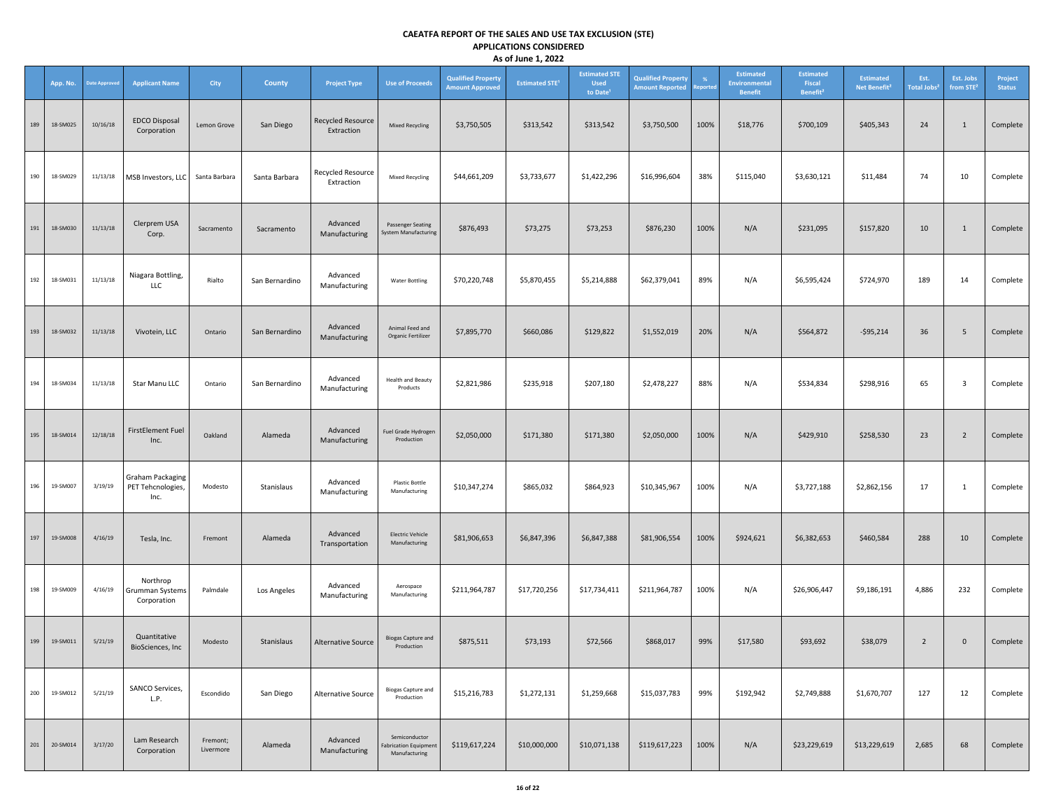# CAEATFA REPORT OF THE SALES AND USE TAX EXCLUSION (STE)
## APPLICATIONS CONSIDERED
### As of June 1, 2022

| | App. No. | Date Approved | Applicant Name | City | County | Project Type | Use of Proceeds | Qualified Property Amount Approved | Estimated STE[1] | Estimated STE Used to Date[1] | Qualified Property Amount Reported | % Reported | Estimated Environmental Benefit | Estimated Fiscal Benefit[2] | Estimated Net Benefit[2] | Est. Total Jobs[2] | Est. Jobs from STE[2] | Project Status |
|---|---|---|---|---|---|---|---|---|---|---|---|---|---|---|---|---|---|---|
| 189 | 18-SM025 | 10/16/18 | EDCO Disposal Corporation | Lemon Grove | San Diego | Recycled Resource Extraction | Mixed Recycling | $3,750,505 | $313,542 | $313,542 | $3,750,500 | 100% | $18,776 | $700,109 | $405,343 | 24 | 1 | Complete |
| 190 | 18-SM029 | 11/13/18 | MSB Investors, LLC | Santa Barbara | Santa Barbara | Recycled Resource Extraction | Mixed Recycling | $44,661,209 | $3,733,677 | $1,422,296 | $16,996,604 | 38% | $115,040 | $3,630,121 | $11,484 | 74 | 10 | Complete |
| 191 | 18-SM030 | 11/13/18 | Clerprem USA Corp. | Sacramento | Sacramento | Advanced Manufacturing | Passenger Seating System Manufacturing | $876,493 | $73,275 | $73,253 | $876,230 | 100% | N/A | $231,095 | $157,820 | 10 | 1 | Complete |
| 192 | 18-SM031 | 11/13/18 | Niagara Bottling, LLC | Rialto | San Bernardino | Advanced Manufacturing | Water Bottling | $70,220,748 | $5,870,455 | $5,214,888 | $62,379,041 | 89% | N/A | $6,595,424 | $724,970 | 189 | 14 | Complete |
| 193 | 18-SM032 | 11/13/18 | Vivotein, LLC | Ontario | San Bernardino | Advanced Manufacturing | Animal Feed and Organic Fertilizer | $7,895,770 | $660,086 | $129,822 | $1,552,019 | 20% | N/A | $564,872 | -$95,214 | 36 | 5 | Complete |
| 194 | 18-SM034 | 11/13/18 | Star Manu LLC | Ontario | San Bernardino | Advanced Manufacturing | Health and Beauty Products | $2,821,986 | $235,918 | $207,180 | $2,478,227 | 88% | N/A | $534,834 | $298,916 | 65 | 3 | Complete |
| 195 | 18-SM014 | 12/18/18 | FirstElement Fuel Inc. | Oakland | Alameda | Advanced Manufacturing | Fuel Grade Hydrogen Production | $2,050,000 | $171,380 | $171,380 | $2,050,000 | 100% | N/A | $429,910 | $258,530 | 23 | 2 | Complete |
| 196 | 19-SM007 | 3/19/19 | Graham Packaging PET Tehcnologies, Inc. | Modesto | Stanislaus | Advanced Manufacturing | Plastic Bottle Manufacturing | $10,347,274 | $865,032 | $864,923 | $10,345,967 | 100% | N/A | $3,727,188 | $2,862,156 | 17 | 1 | Complete |
| 197 | 19-SM008 | 4/16/19 | Tesla, Inc. | Fremont | Alameda | Advanced Transportation | Electric Vehicle Manufacturing | $81,906,653 | $6,847,396 | $6,847,388 | $81,906,554 | 100% | $924,621 | $6,382,653 | $460,584 | 288 | 10 | Complete |
| 198 | 19-SM009 | 4/16/19 | Northrop Grumman Systems Corporation | Palmdale | Los Angeles | Advanced Manufacturing | Aerospace Manufacturing | $211,964,787 | $17,720,256 | $17,734,411 | $211,964,787 | 100% | N/A | $26,906,447 | $9,186,191 | 4,886 | 232 | Complete |
| 199 | 19-SM011 | 5/21/19 | Quantitative BioSciences, Inc | Modesto | Stanislaus | Alternative Source | Biogas Capture and Production | $875,511 | $73,193 | $72,566 | $868,017 | 99% | $17,580 | $93,692 | $38,079 | 2 | 0 | Complete |
| 200 | 19-SM012 | 5/21/19 | SANCO Services, L.P. | Escondido | San Diego | Alternative Source | Biogas Capture and Production | $15,216,783 | $1,272,131 | $1,259,668 | $15,037,783 | 99% | $192,942 | $2,749,888 | $1,670,707 | 127 | 12 | Complete |
| 201 | 20-SM014 | 3/17/20 | Lam Research Corporation | Fremont; Livermore | Alameda | Advanced Manufacturing | Semiconductor Fabrication Equipment Manufacturing | $119,617,224 | $10,000,000 | $10,071,138 | $119,617,223 | 100% | N/A | $23,229,619 | $13,229,619 | 2,685 | 68 | Complete |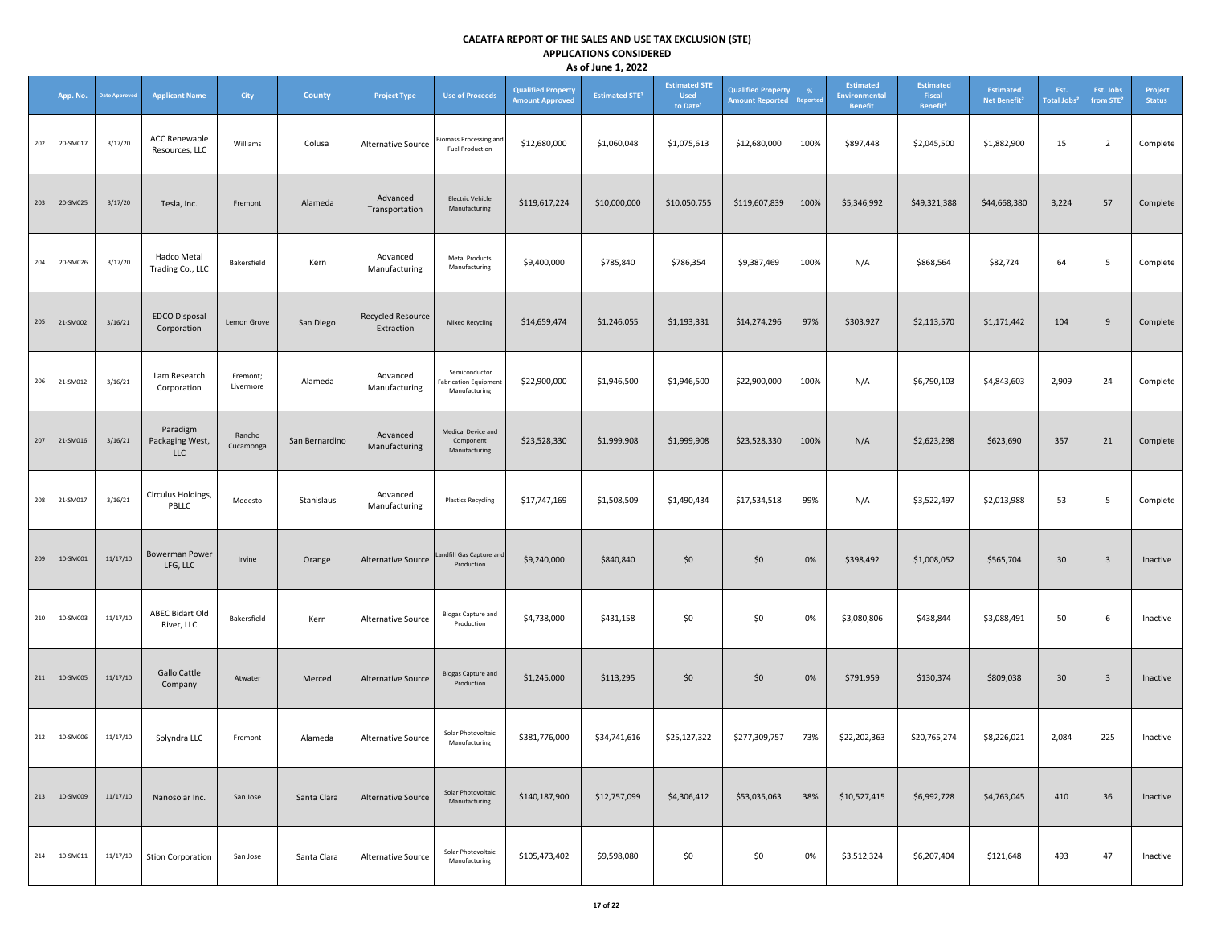# CAEATFA REPORT OF THE SALES AND USE TAX EXCLUSION (STE)
## APPLICATIONS CONSIDERED
### As of June 1, 2022

| | App. No. | Date Approved | Applicant Name | City | County | Project Type | Use of Proceeds | Qualified Property Amount Approved | Estimated STE[1] | Estimated STE Used to Date[1] | Qualified Property Amount Reported | % Reported | Estimated Environmental Benefit | Estimated Fiscal Benefit[2] | Estimated Net Benefit[2] | Est. Total Jobs[2] | Est. Jobs from STE[2] | Project Status |
|---|---|---|---|---|---|---|---|---|---|---|---|---|---|---|---|---|---|---|
| 202 | 20-SM017 | 3/17/20 | ACC Renewable Resources, LLC | Williams | Colusa | Alternative Source | Biomass Processing and Fuel Production | $12,680,000 | $1,060,048 | $1,075,613 | $12,680,000 | 100% | $897,448 | $2,045,500 | $1,882,900 | 15 | 2 | Complete |
| 203 | 20-SM025 | 3/17/20 | Tesla, Inc. | Fremont | Alameda | Advanced Transportation | Electric Vehicle Manufacturing | $119,617,224 | $10,000,000 | $10,050,755 | $119,607,839 | 100% | $5,346,992 | $49,321,388 | $44,668,380 | 3,224 | 57 | Complete |
| 204 | 20-SM026 | 3/17/20 | Hadco Metal Trading Co., LLC | Bakersfield | Kern | Advanced Manufacturing | Metal Products Manufacturing | $9,400,000 | $785,840 | $786,354 | $9,387,469 | 100% | N/A | $868,564 | $82,724 | 64 | 5 | Complete |
| 205 | 21-SM002 | 3/16/21 | EDCO Disposal Corporation | Lemon Grove | San Diego | Recycled Resource Extraction | Mixed Recycling | $14,659,474 | $1,246,055 | $1,193,331 | $14,274,296 | 97% | $303,927 | $2,113,570 | $1,171,442 | 104 | 9 | Complete |
| 206 | 21-SM012 | 3/16/21 | Lam Research Corporation | Fremont; Livermore | Alameda | Advanced Manufacturing | Semiconductor Fabrication Equipment Manufacturing | $22,900,000 | $1,946,500 | $1,946,500 | $22,900,000 | 100% | N/A | $6,790,103 | $4,843,603 | 2,909 | 24 | Complete |
| 207 | 21-SM016 | 3/16/21 | Paradigm Packaging West, LLC | Rancho Cucamonga | San Bernardino | Advanced Manufacturing | Medical Device and Component Manufacturing | $23,528,330 | $1,999,908 | $1,999,908 | $23,528,330 | 100% | N/A | $2,623,298 | $623,690 | 357 | 21 | Complete |
| 208 | 21-SM017 | 3/16/21 | Circulus Holdings, PBLLC | Modesto | Stanislaus | Advanced Manufacturing | Plastics Recycling | $17,747,169 | $1,508,509 | $1,490,434 | $17,534,518 | 99% | N/A | $3,522,497 | $2,013,988 | 53 | 5 | Complete |
| 209 | 10-SM001 | 11/17/10 | Bowerman Power LFG, LLC | Irvine | Orange | Alternative Source | Landfill Gas Capture and Production | $9,240,000 | $840,840 | $0 | $0 | 0% | $398,492 | $1,008,052 | $565,704 | 30 | 3 | Inactive |
| 210 | 10-SM003 | 11/17/10 | ABEC Bidart Old River, LLC | Bakersfield | Kern | Alternative Source | Biogas Capture and Production | $4,738,000 | $431,158 | $0 | $0 | 0% | $3,080,806 | $438,844 | $3,088,491 | 50 | 6 | Inactive |
| 211 | 10-SM005 | 11/17/10 | Gallo Cattle Company | Atwater | Merced | Alternative Source | Biogas Capture and Production | $1,245,000 | $113,295 | $0 | $0 | 0% | $791,959 | $130,374 | $809,038 | 30 | 3 | Inactive |
| 212 | 10-SM006 | 11/17/10 | Solyndra LLC | Fremont | Alameda | Alternative Source | Solar Photovoltaic Manufacturing | $381,776,000 | $34,741,616 | $25,127,322 | $277,309,757 | 73% | $22,202,363 | $20,765,274 | $8,226,021 | 2,084 | 225 | Inactive |
| 213 | 10-SM009 | 11/17/10 | Nanosolar Inc. | San Jose | Santa Clara | Alternative Source | Solar Photovoltaic Manufacturing | $140,187,900 | $12,757,099 | $4,306,412 | $53,035,063 | 38% | $10,527,415 | $6,992,728 | $4,763,045 | 410 | 36 | Inactive |
| 214 | 10-SM011 | 11/17/10 | Stion Corporation | San Jose | Santa Clara | Alternative Source | Solar Photovoltaic Manufacturing | $105,473,402 | $9,598,080 | $0 | $0 | 0% | $3,512,324 | $6,207,404 | $121,648 | 493 | 47 | Inactive |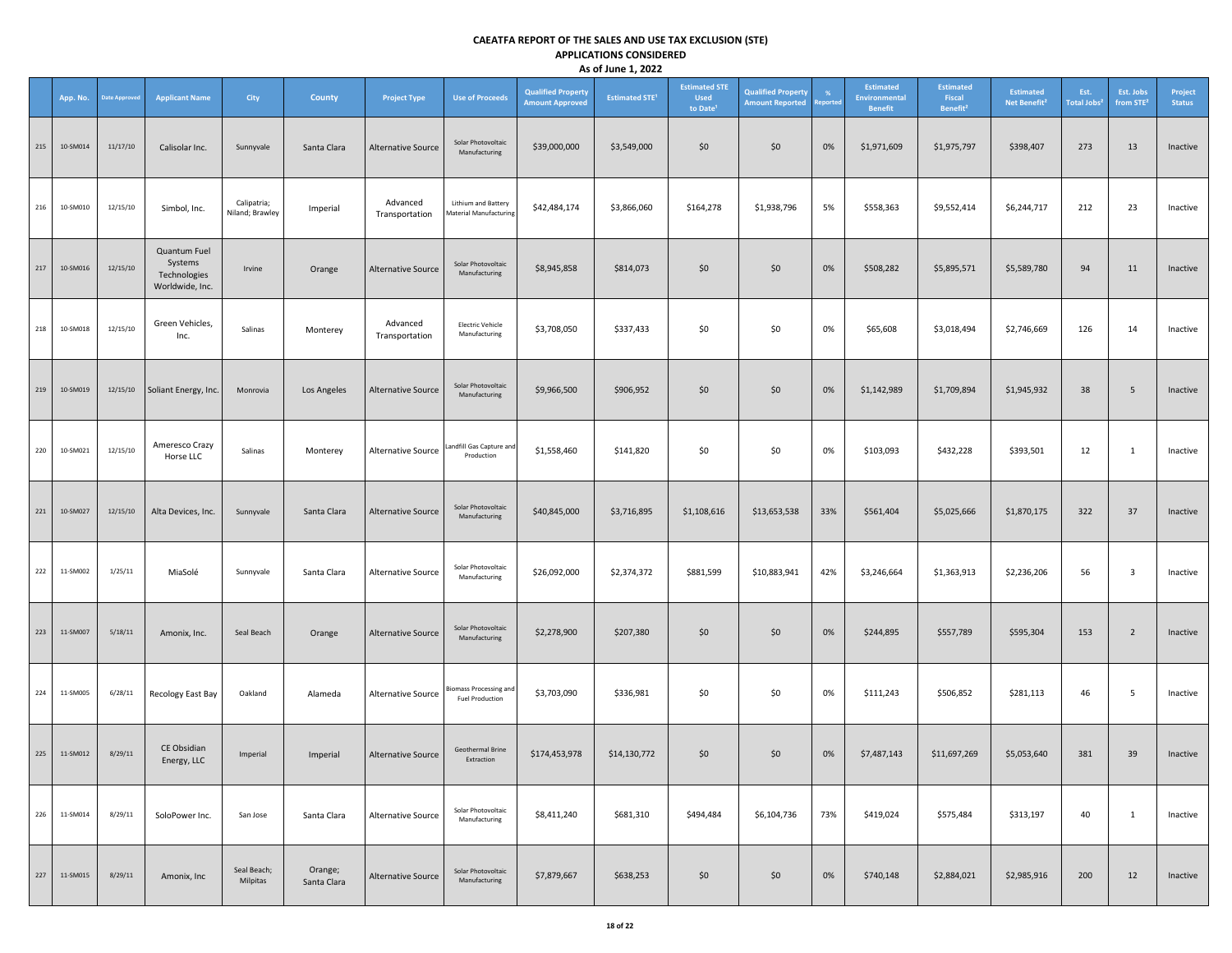# CAEATFA REPORT OF THE SALES AND USE TAX EXCLUSION (STE)
## APPLICATIONS CONSIDERED
### As of June 1, 2022

| | App. No. | Date Approved | Applicant Name | City | County | Project Type | Use of Proceeds | Qualified Property Amount Approved | Estimated STE[1] | Estimated STE Used to Date[1] | Qualified Property Amount Reported | % Reported | Estimated Environmental Benefit | Estimated Fiscal Benefit[2] | Estimated Net Benefit[2] | Est. Total Jobs[3] | Est. Jobs from STE[3] | Project Status |
|---|---|---|---|---|---|---|---|---|---|---|---|---|---|---|---|---|---|---|
| 215 | 10-SM014 | 11/17/10 | Calisolar Inc. | Sunnyvale | Santa Clara | Alternative Source | Solar Photovoltaic Manufacturing | $39,000,000 | $3,549,000 | $0 | $0 | 0% | $1,971,609 | $1,975,797 | $398,407 | 273 | 13 | Inactive |
| 216 | 10-SM010 | 12/15/10 | Simbol, Inc. | Calipatria; Niland; Brawley | Imperial | Advanced Transportation | Lithium and Battery Material Manufacturing | $42,484,174 | $3,866,060 | $164,278 | $1,938,796 | 5% | $558,363 | $9,552,414 | $6,244,717 | 212 | 23 | Inactive |
| 217 | 10-SM016 | 12/15/10 | Quantum Fuel Systems Technologies Worldwide, Inc. | Irvine | Orange | Alternative Source | Solar Photovoltaic Manufacturing | $8,945,858 | $814,073 | $0 | $0 | 0% | $508,282 | $5,895,571 | $5,589,780 | 94 | 11 | Inactive |
| 218 | 10-SM018 | 12/15/10 | Green Vehicles, Inc. | Salinas | Monterey | Advanced Transportation | Electric Vehicle Manufacturing | $3,708,050 | $337,433 | $0 | $0 | 0% | $65,608 | $3,018,494 | $2,746,669 | 126 | 14 | Inactive |
| 219 | 10-SM019 | 12/15/10 | Soliant Energy, Inc. | Monrovia | Los Angeles | Alternative Source | Solar Photovoltaic Manufacturing | $9,966,500 | $906,952 | $0 | $0 | 0% | $1,142,989 | $1,709,894 | $1,945,932 | 38 | 5 | Inactive |
| 220 | 10-SM021 | 12/15/10 | Ameresco Crazy Horse LLC | Salinas | Monterey | Alternative Source | Landfill Gas Capture and Production | $1,558,460 | $141,820 | $0 | $0 | 0% | $103,093 | $432,228 | $393,501 | 12 | 1 | Inactive |
| 221 | 10-SM027 | 12/15/10 | Alta Devices, Inc. | Sunnyvale | Santa Clara | Alternative Source | Solar Photovoltaic Manufacturing | $40,845,000 | $3,716,895 | $1,108,616 | $13,653,538 | 33% | $561,404 | $5,025,666 | $1,870,175 | 322 | 37 | Inactive |
| 222 | 11-SM002 | 1/25/11 | MiaSolé | Sunnyvale | Santa Clara | Alternative Source | Solar Photovoltaic Manufacturing | $26,092,000 | $2,374,372 | $881,599 | $10,883,941 | 42% | $3,246,664 | $1,363,913 | $2,236,206 | 56 | 3 | Inactive |
| 223 | 11-SM007 | 5/18/11 | Amonix, Inc. | Seal Beach | Orange | Alternative Source | Solar Photovoltaic Manufacturing | $2,278,900 | $207,380 | $0 | $0 | 0% | $244,895 | $557,789 | $595,304 | 153 | 2 | Inactive |
| 224 | 11-SM005 | 6/28/11 | Recology East Bay | Oakland | Alameda | Alternative Source | Biomass Processing and Fuel Production | $3,703,090 | $336,981 | $0 | $0 | 0% | $111,243 | $506,852 | $281,113 | 46 | 5 | Inactive |
| 225 | 11-SM012 | 8/29/11 | CE Obsidian Energy, LLC | Imperial | Imperial | Alternative Source | Geothermal Brine Extraction | $174,453,978 | $14,130,772 | $0 | $0 | 0% | $7,487,143 | $11,697,269 | $5,053,640 | 381 | 39 | Inactive |
| 226 | 11-SM014 | 8/29/11 | SoloPower Inc. | San Jose | Santa Clara | Alternative Source | Solar Photovoltaic Manufacturing | $8,411,240 | $681,310 | $494,484 | $6,104,736 | 73% | $419,024 | $575,484 | $313,197 | 40 | 1 | Inactive |
| 227 | 11-SM015 | 8/29/11 | Amonix, Inc | Seal Beach; Milpitas | Orange; Santa Clara | Alternative Source | Solar Photovoltaic Manufacturing | $7,879,667 | $638,253 | $0 | $0 | 0% | $740,148 | $2,884,021 | $2,985,916 | 200 | 12 | Inactive |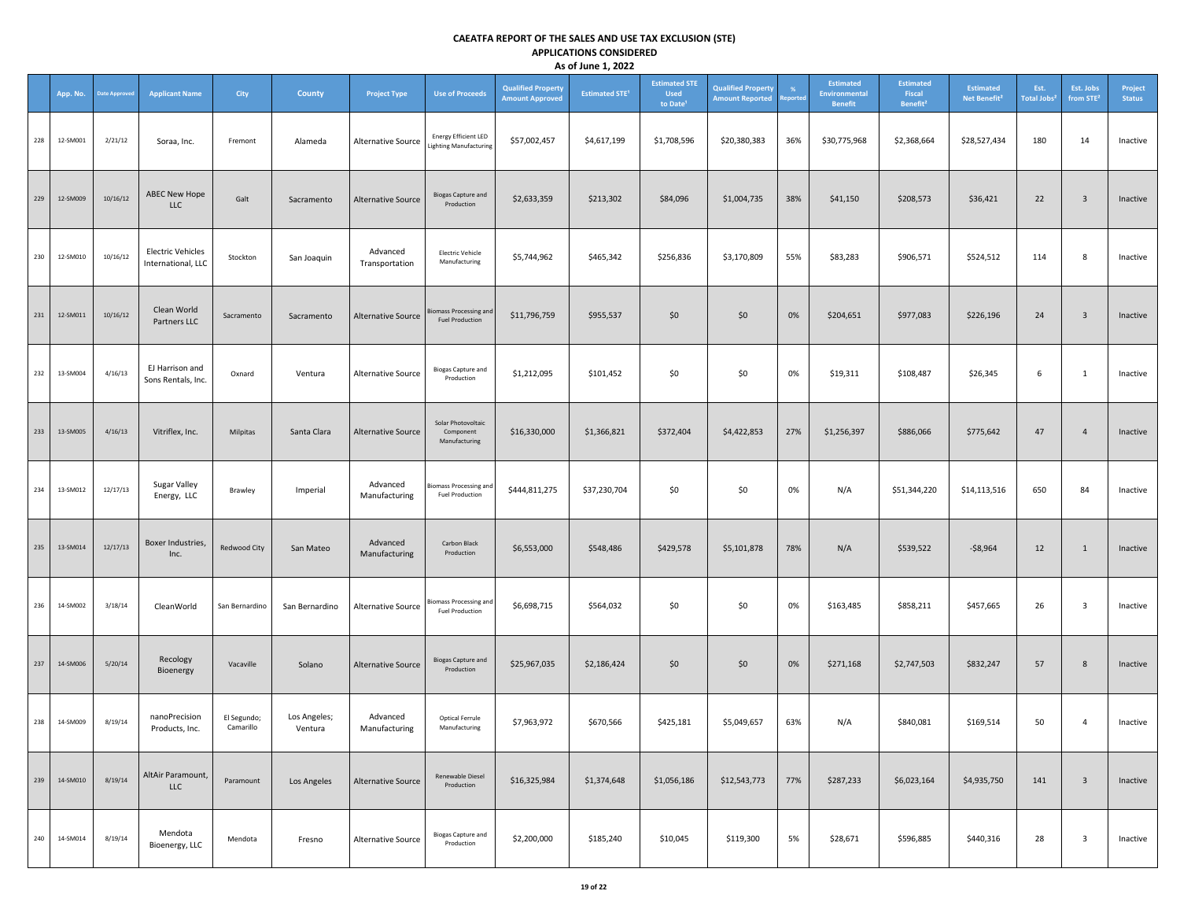**CAEATFA REPORT OF THE SALES AND USE TAX EXCLUSION (STE)**
**APPLICATIONS CONSIDERED**
**As of June 1, 2022**

| | App. No. | Date Approved | Applicant Name | City | County | Project Type | Use of Proceeds | Qualified Property Amount Approved | Estimated STE[1] | Estimated STE Used to Date[1] | Qualified Property Amount Reported | % Reported | Estimated Environmental Benefit | Estimated Fiscal Benefit[2] | Estimated Net Benefit[2] | Est. Total Jobs[2] | Est. Jobs from STE[2] | Project Status |
|---|---|---|---|---|---|---|---|---|---|---|---|---|---|---|---|---|---|---|
| 228 | 12-SM001 | 2/21/12 | Soraa, Inc. | Fremont | Alameda | Alternative Source | Energy Efficient LED Lighting Manufacturing | $57,002,457 | $4,617,199 | $1,708,596 | $20,380,383 | 36% | $30,775,968 | $2,368,664 | $28,527,434 | 180 | 14 | Inactive |
| 229 | 12-SM009 | 10/16/12 | ABEC New Hope LLC | Galt | Sacramento | Alternative Source | Biogas Capture and Production | $2,633,359 | $213,302 | $84,096 | $1,004,735 | 38% | $41,150 | $208,573 | $36,421 | 22 | 3 | Inactive |
| 230 | 12-SM010 | 10/16/12 | Electric Vehicles International, LLC | Stockton | San Joaquin | Advanced Transportation | Electric Vehicle Manufacturing | $5,744,962 | $465,342 | $256,836 | $3,170,809 | 55% | $83,283 | $906,571 | $524,512 | 114 | 8 | Inactive |
| 231 | 12-SM011 | 10/16/12 | Clean World Partners LLC | Sacramento | Sacramento | Alternative Source | Biomass Processing and Fuel Production | $11,796,759 | $955,537 | $0 | $0 | 0% | $204,651 | $977,083 | $226,196 | 24 | 3 | Inactive |
| 232 | 13-SM004 | 4/16/13 | EJ Harrison and Sons Rentals, Inc. | Oxnard | Ventura | Alternative Source | Biogas Capture and Production | $1,212,095 | $101,452 | $0 | $0 | 0% | $19,311 | $108,487 | $26,345 | 6 | 1 | Inactive |
| 233 | 13-SM005 | 4/16/13 | Vitriflex, Inc. | Milpitas | Santa Clara | Alternative Source | Solar Photovoltaic Component Manufacturing | $16,330,000 | $1,366,821 | $372,404 | $4,422,853 | 27% | $1,256,397 | $886,066 | $775,642 | 47 | 4 | Inactive |
| 234 | 13-SM012 | 12/17/13 | Sugar Valley Energy, LLC | Brawley | Imperial | Advanced Manufacturing | Biomass Processing and Fuel Production | $444,811,275 | $37,230,704 | $0 | $0 | 0% | N/A | $51,344,220 | $14,113,516 | 650 | 84 | Inactive |
| 235 | 13-SM014 | 12/17/13 | Boxer Industries, Inc. | Redwood City | San Mateo | Advanced Manufacturing | Carbon Black Production | $6,553,000 | $548,486 | $429,578 | $5,101,878 | 78% | N/A | $539,522 | -$8,964 | 12 | 1 | Inactive |
| 236 | 14-SM002 | 3/18/14 | CleanWorld | San Bernardino | San Bernardino | Alternative Source | Biomass Processing and Fuel Production | $6,698,715 | $564,032 | $0 | $0 | 0% | $163,485 | $858,211 | $457,665 | 26 | 3 | Inactive |
| 237 | 14-SM006 | 5/20/14 | Recology Bioenergy | Vacaville | Solano | Alternative Source | Biogas Capture and Production | $25,967,035 | $2,186,424 | $0 | $0 | 0% | $271,168 | $2,747,503 | $832,247 | 57 | 8 | Inactive |
| 238 | 14-SM009 | 8/19/14 | nanoPrecision Products, Inc. | El Segundo; Camarillo | Los Angeles; Ventura | Advanced Manufacturing | Optical Ferrule Manufacturing | $7,963,972 | $670,566 | $425,181 | $5,049,657 | 63% | N/A | $840,081 | $169,514 | 50 | 4 | Inactive |
| 239 | 14-SM010 | 8/19/14 | AltAir Paramount, LLC | Paramount | Los Angeles | Alternative Source | Renewable Diesel Production | $16,325,984 | $1,374,648 | $1,056,186 | $12,543,773 | 77% | $287,233 | $6,023,164 | $4,935,750 | 141 | 3 | Inactive |
| 240 | 14-SM014 | 8/19/14 | Mendota Bioenergy, LLC | Mendota | Fresno | Alternative Source | Biogas Capture and Production | $2,200,000 | $185,240 | $10,045 | $119,300 | 5% | $28,671 | $596,885 | $440,316 | 28 | 3 | Inactive |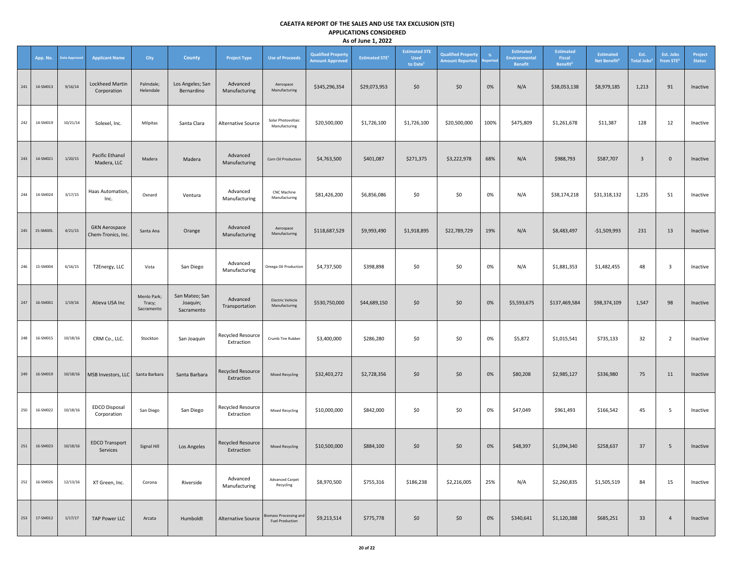# CAEATFA REPORT OF THE SALES AND USE TAX EXCLUSION (STE)
## APPLICATIONS CONSIDERED
### As of June 1, 2022

| | App. No. | Date Approved | Applicant Name | City | County | Project Type | Use of Proceeds | Qualified Property Amount Approved | Estimated STE[1] | Estimated STE Used to Date[1] | Qualified Property Amount Reported | % Reported | Estimated Environmental Benefit | Estimated Fiscal Benefit[2] | Estimated Net Benefit[3] | Est. Total Jobs[2] | Est. Jobs from STE[2] | Project Status |
|---|---|---|---|---|---|---|---|---|---|---|---|---|---|---|---|---|---|---|
| 241 | 14-SM013 | 9/16/14 | Lockheed Martin Corporation | Palmdale; Helendale | Los Angeles; San Bernardino | Advanced Manufacturing | Aerospace Manufacturing | $345,296,354 | $29,073,953 | $0 | $0 | 0% | N/A | $38,053,138 | $8,979,185 | 1,213 | 91 | Inactive |
| 242 | 14-SM019 | 10/21/14 | Solexel, Inc. | Milpitas | Santa Clara | Alternative Source | Solar Photovoltaic Manufacturing | $20,500,000 | $1,726,100 | $1,726,100 | $20,500,000 | 100% | $475,809 | $1,261,678 | $11,387 | 128 | 12 | Inactive |
| 243 | 14-SM021 | 1/20/15 | Pacific Ethanol Madera, LLC | Madera | Madera | Advanced Manufacturing | Corn Oil Production | $4,763,500 | $401,087 | $271,375 | $3,222,978 | 68% | N/A | $988,793 | $587,707 | 3 | 0 | Inactive |
| 244 | 14-SM024 | 3/17/15 | Haas Automation, Inc. | Oxnard | Ventura | Advanced Manufacturing | CNC Machine Manufacturing | $81,426,200 | $6,856,086 | $0 | $0 | 0% | N/A | $38,174,218 | $31,318,132 | 1,235 | 51 | Inactive |
| 245 | 15-SM005. | 4/21/15 | GKN Aerospace Chem-Tronics, Inc. | Santa Ana | Orange | Advanced Manufacturing | Aerospace Manufacturing | $118,687,529 | $9,993,490 | $1,918,895 | $22,789,729 | 19% | N/A | $8,483,497 | -$1,509,993 | 231 | 13 | Inactive |
| 246 | 15-SM004 | 6/16/15 | T2Energy, LLC | Vista | San Diego | Advanced Manufacturing | Omega Oil Production | $4,737,500 | $398,898 | $0 | $0 | 0% | N/A | $1,881,353 | $1,482,455 | 48 | 3 | Inactive |
| 247 | 16-SM001 | 1/19/16 | Atieva USA Inc | Menlo Park; Tracy; Sacramento | San Mateo; San Joaquin; Sacramento | Advanced Transportation | Electric Vehicle Manufacturing | $530,750,000 | $44,689,150 | $0 | $0 | 0% | $5,593,675 | $137,469,584 | $98,374,109 | 1,547 | 98 | Inactive |
| 248 | 16-SM015 | 10/18/16 | CRM Co., LLC. | Stockton | San Joaquin | Recycled Resource Extraction | Crumb Tire Rubber | $3,400,000 | $286,280 | $0 | $0 | 0% | $5,872 | $1,015,541 | $735,133 | 32 | 2 | Inactive |
| 249 | 16-SM019 | 10/18/16 | MSB Investors, LLC | Santa Barbara | Santa Barbara | Recycled Resource Extraction | Mixed Recycling | $32,403,272 | $2,728,356 | $0 | $0 | 0% | $80,208 | $2,985,127 | $336,980 | 75 | 11 | Inactive |
| 250 | 16-SM022 | 10/18/16 | EDCO Disposal Corporation | San Diego | San Diego | Recycled Resource Extraction | Mixed Recycling | $10,000,000 | $842,000 | $0 | $0 | 0% | $47,049 | $961,493 | $166,542 | 45 | 5 | Inactive |
| 251 | 16-SM023 | 10/18/16 | EDCO Transport Services | Signal Hill | Los Angeles | Recycled Resource Extraction | Mixed Recycling | $10,500,000 | $884,100 | $0 | $0 | 0% | $48,397 | $1,094,340 | $258,637 | 37 | 5 | Inactive |
| 252 | 16-SM026 | 12/13/16 | XT Green, Inc. | Corona | Riverside | Advanced Manufacturing | Advanced Carpet Recycling | $8,970,500 | $755,316 | $186,238 | $2,216,005 | 25% | N/A | $2,260,835 | $1,505,519 | 84 | 15 | Inactive |
| 253 | 17-SM012 | 1/17/17 | TAP Power LLC | Arcata | Humboldt | Alternative Source | Biomass Processing and Fuel Production | $9,213,514 | $775,778 | $0 | $0 | 0% | $340,641 | $1,120,388 | $685,251 | 33 | 4 | Inactive |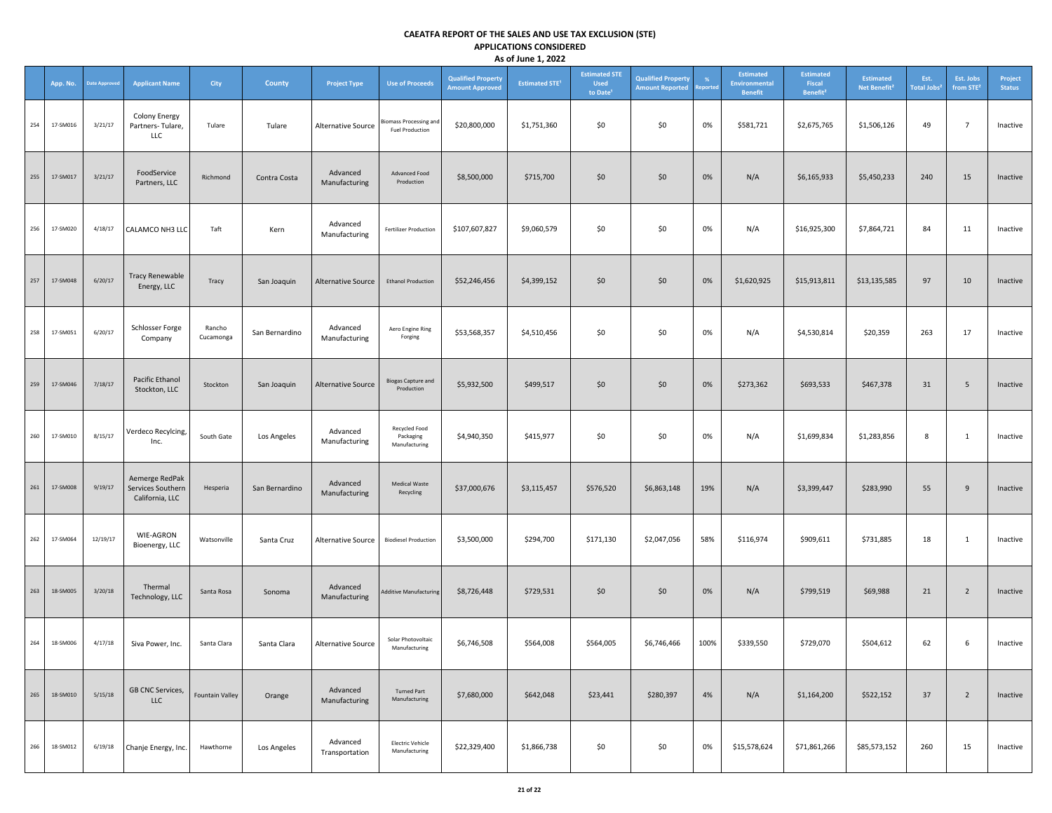**CAEATFA REPORT OF THE SALES AND USE TAX EXCLUSION (STE)**
**APPLICATIONS CONSIDERED**
**As of June 1, 2022**

| | App. No. | Date Approved | Applicant Name | City | County | Project Type | Use of Proceeds | Qualified Property Amount Approved | Estimated STE[1] | Estimated STE Used to Date[1] | Qualified Property Amount Reported | % Reported | Estimated Environmental Benefit | Estimated Fiscal Benefit[2] | Estimated Net Benefit[3] | Est. Total Jobs[2] | Est. Jobs from STE[2] | Project Status |
|---|---|---|---|---|---|---|---|---|---|---|---|---|---|---|---|---|---|---|
| 254 | 17-SM016 | 3/21/17 | Colony Energy Partners- Tulare, LLC | Tulare | Tulare | Alternative Source | Biomass Processing and Fuel Production | $20,800,000 | $1,751,360 | $0 | $0 | 0% | $581,721 | $2,675,765 | $1,506,126 | 49 | 7 | Inactive |
| 255 | 17-SM017 | 3/21/17 | FoodService Partners, LLC | Richmond | Contra Costa | Advanced Manufacturing | Advanced Food Production | $8,500,000 | $715,700 | $0 | $0 | 0% | N/A | $6,165,933 | $5,450,233 | 240 | 15 | Inactive |
| 256 | 17-SM020 | 4/18/17 | CALAMCO NH3 LLC | Taft | Kern | Advanced Manufacturing | Fertilizer Production | $107,607,827 | $9,060,579 | $0 | $0 | 0% | N/A | $16,925,300 | $7,864,721 | 84 | 11 | Inactive |
| 257 | 17-SM048 | 6/20/17 | Tracy Renewable Energy, LLC | Tracy | San Joaquin | Alternative Source | Ethanol Production | $52,246,456 | $4,399,152 | $0 | $0 | 0% | $1,620,925 | $15,913,811 | $13,135,585 | 97 | 10 | Inactive |
| 258 | 17-SM051 | 6/20/17 | Schlosser Forge Company | Rancho Cucamonga | San Bernardino | Advanced Manufacturing | Aero Engine Ring Forging | $53,568,357 | $4,510,456 | $0 | $0 | 0% | N/A | $4,530,814 | $20,359 | 263 | 17 | Inactive |
| 259 | 17-SM046 | 7/18/17 | Pacific Ethanol Stockton, LLC | Stockton | San Joaquin | Alternative Source | Biogas Capture and Production | $5,932,500 | $499,517 | $0 | $0 | 0% | $273,362 | $693,533 | $467,378 | 31 | 5 | Inactive |
| 260 | 17-SM010 | 8/15/17 | Verdeco Recylcing, Inc. | South Gate | Los Angeles | Advanced Manufacturing | Recycled Food Packaging Manufacturing | $4,940,350 | $415,977 | $0 | $0 | 0% | N/A | $1,699,834 | $1,283,856 | 8 | 1 | Inactive |
| 261 | 17-SM008 | 9/19/17 | Aemerge RedPak Services Southern California, LLC | Hesperia | San Bernardino | Advanced Manufacturing | Medical Waste Recycling | $37,000,676 | $3,115,457 | $576,520 | $6,863,148 | 19% | N/A | $3,399,447 | $283,990 | 55 | 9 | Inactive |
| 262 | 17-SM064 | 12/19/17 | WIE-AGRON Bioenergy, LLC | Watsonville | Santa Cruz | Alternative Source | Biodiesel Production | $3,500,000 | $294,700 | $171,130 | $2,047,056 | 58% | $116,974 | $909,611 | $731,885 | 18 | 1 | Inactive |
| 263 | 18-SM005 | 3/20/18 | Thermal Technology, LLC | Santa Rosa | Sonoma | Advanced Manufacturing | Additive Manufacturing | $8,726,448 | $729,531 | $0 | $0 | 0% | N/A | $799,519 | $69,988 | 21 | 2 | Inactive |
| 264 | 18-SM006 | 4/17/18 | Siva Power, Inc. | Santa Clara | Santa Clara | Alternative Source | Solar Photovoltaic Manufacturing | $6,746,508 | $564,008 | $564,005 | $6,746,466 | 100% | $339,550 | $729,070 | $504,612 | 62 | 6 | Inactive |
| 265 | 18-SM010 | 5/15/18 | GB CNC Services, LLC | Fountain Valley | Orange | Advanced Manufacturing | Turned Part Manufacturing | $7,680,000 | $642,048 | $23,441 | $280,397 | 4% | N/A | $1,164,200 | $522,152 | 37 | 2 | Inactive |
| 266 | 18-SM012 | 6/19/18 | Chanje Energy, Inc. | Hawthorne | Los Angeles | Advanced Transportation | Electric Vehicle Manufacturing | $22,329,400 | $1,866,738 | $0 | $0 | 0% | $15,578,624 | $71,861,266 | $85,573,152 | 260 | 15 | Inactive |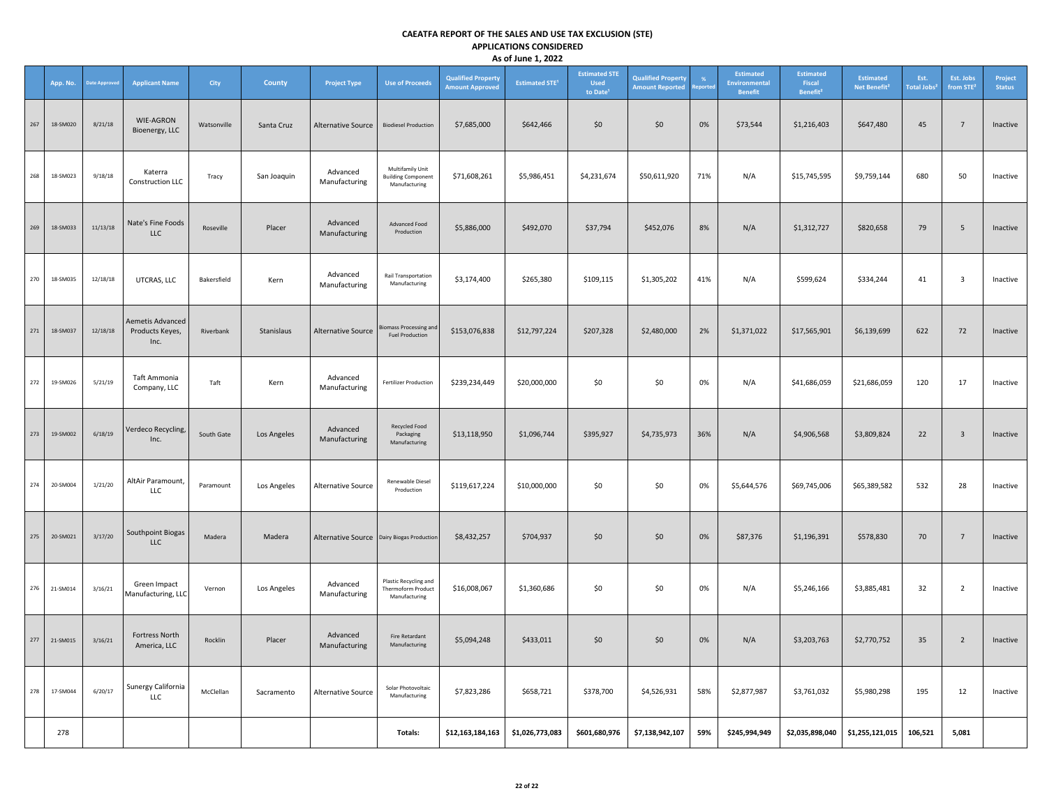# CAEATFA REPORT OF THE SALES AND USE TAX EXCLUSION (STE)
## APPLICATIONS CONSIDERED
### As of June 1, 2022

| | App. No. | Date Approved | Applicant Name | City | County | Project Type | Use of Proceeds | Qualified Property Amount Approved | Estimated STE[1] | Estimated STE Used to Date[1] | Qualified Property Amount Reported | % Reported | Estimated Environmental Benefit | Estimated Fiscal Benefit[2] | Estimated Net Benefit[2] | Est. Total Jobs[2] | Est. Jobs from STE[2] | Project Status |
|---|---|---|---|---|---|---|---|---|---|---|---|---|---|---|---|---|---|---|
| 267 | 18-SM020 | 8/21/18 | WIE-AGRON Bioenergy, LLC | Watsonville | Santa Cruz | Alternative Source | Biodiesel Production | $7,685,000 | $642,466 | $0 | $0 | 0% | $73,544 | $1,216,403 | $647,480 | 45 | 7 | Inactive |
| 268 | 18-SM023 | 9/18/18 | Katerra Construction LLC | Tracy | San Joaquin | Advanced Manufacturing | Multifamily Unit Building Component Manufacturing | $71,608,261 | $5,986,451 | $4,231,674 | $50,611,920 | 71% | N/A | $15,745,595 | $9,759,144 | 680 | 50 | Inactive |
| 269 | 18-SM033 | 11/13/18 | Nate's Fine Foods LLC | Roseville | Placer | Advanced Manufacturing | Advanced Food Production | $5,886,000 | $492,070 | $37,794 | $452,076 | 8% | N/A | $1,312,727 | $820,658 | 79 | 5 | Inactive |
| 270 | 18-SM035 | 12/18/18 | UTCRAS, LLC | Bakersfield | Kern | Advanced Manufacturing | Rail Transportation Manufacturing | $3,174,400 | $265,380 | $109,115 | $1,305,202 | 41% | N/A | $599,624 | $334,244 | 41 | 3 | Inactive |
| 271 | 18-SM037 | 12/18/18 | Aemetis Advanced Products Keyes, Inc. | Riverbank | Stanislaus | Alternative Source | Biomass Processing and Fuel Production | $153,076,838 | $12,797,224 | $207,328 | $2,480,000 | 2% | $1,371,022 | $17,565,901 | $6,139,699 | 622 | 72 | Inactive |
| 272 | 19-SM026 | 5/21/19 | Taft Ammonia Company, LLC | Taft | Kern | Advanced Manufacturing | Fertilizer Production | $239,234,449 | $20,000,000 | $0 | $0 | 0% | N/A | $41,686,059 | $21,686,059 | 120 | 17 | Inactive |
| 273 | 19-SM002 | 6/18/19 | Verdeco Recycling, Inc. | South Gate | Los Angeles | Advanced Manufacturing | Recycled Food Packaging Manufacturing | $13,118,950 | $1,096,744 | $395,927 | $4,735,973 | 36% | N/A | $4,906,568 | $3,809,824 | 22 | 3 | Inactive |
| 274 | 20-SM004 | 1/21/20 | AltAir Paramount, LLC | Paramount | Los Angeles | Alternative Source | Renewable Diesel Production | $119,617,224 | $10,000,000 | $0 | $0 | 0% | $5,644,576 | $69,745,006 | $65,389,582 | 532 | 28 | Inactive |
| 275 | 20-SM021 | 3/17/20 | Southpoint Biogas LLC | Madera | Madera | Alternative Source | Dairy Biogas Production | $8,432,257 | $704,937 | $0 | $0 | 0% | $87,376 | $1,196,391 | $578,830 | 70 | 7 | Inactive |
| 276 | 21-SM014 | 3/16/21 | Green Impact Manufacturing, LLC | Vernon | Los Angeles | Advanced Manufacturing | Plastic Recycling and Thermoform Product Manufacturing | $16,008,067 | $1,360,686 | $0 | $0 | 0% | N/A | $5,246,166 | $3,885,481 | 32 | 2 | Inactive |
| 277 | 21-SM015 | 3/16/21 | Fortress North America, LLC | Rocklin | Placer | Advanced Manufacturing | Fire Retardant Manufacturing | $5,094,248 | $433,011 | $0 | $0 | 0% | N/A | $3,203,763 | $2,770,752 | 35 | 2 | Inactive |
| 278 | 17-SM044 | 6/20/17 | Sunergy California LLC | McClellan | Sacramento | Alternative Source | Solar Photovoltaic Manufacturing | $7,823,286 | $658,721 | $378,700 | $4,526,931 | 58% | $2,877,987 | $3,761,032 | $5,980,298 | 195 | 12 | Inactive |
| | 278 | | | | | | Totals: | $12,163,184,163 | $1,026,773,083 | $601,680,976 | $7,138,942,107 | 59% | $245,994,949 | $2,035,898,040 | $1,255,121,015 | 106,521 | 5,081 | |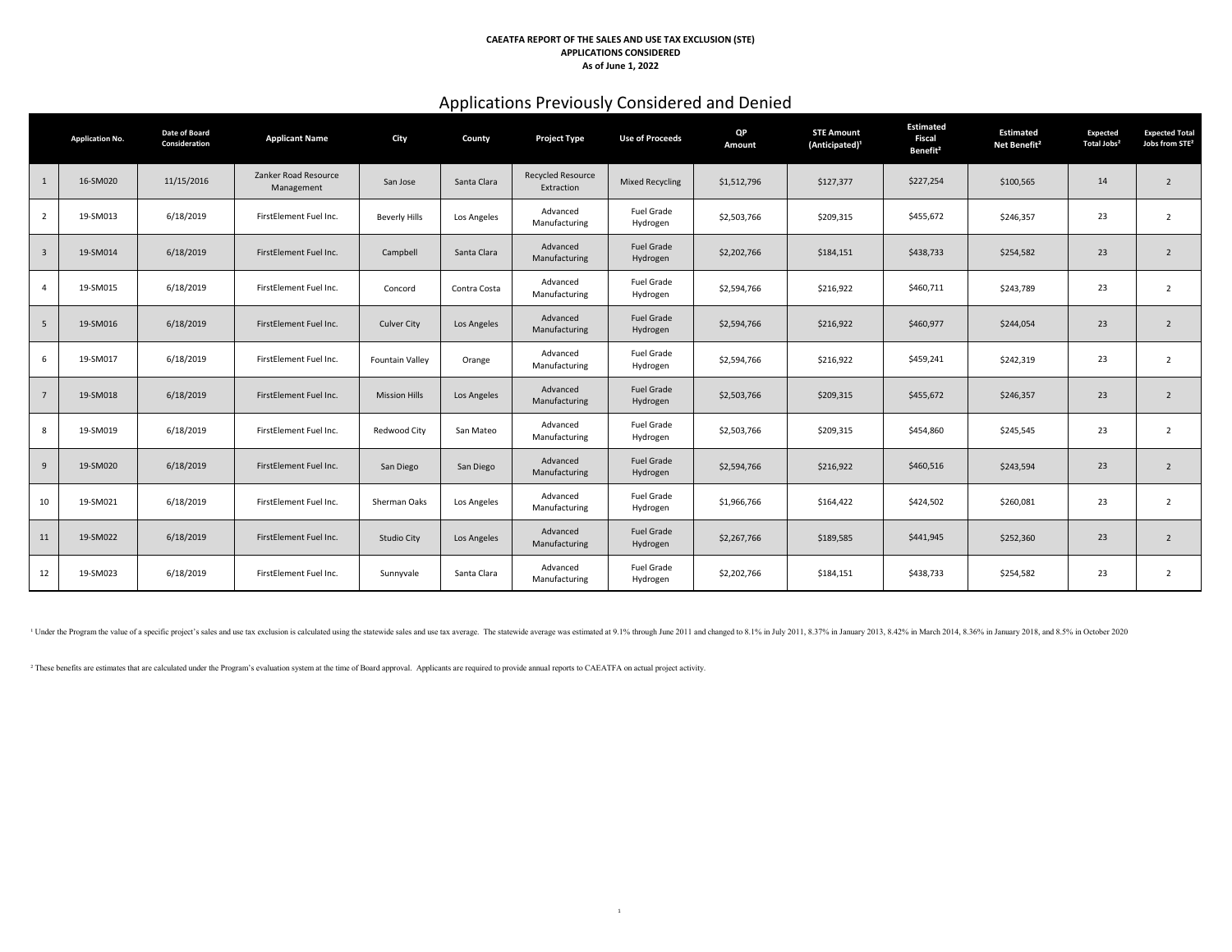**CAEATFA REPORT OF THE SALES AND USE TAX EXCLUSION (STE)**
**APPLICATIONS CONSIDERED**
**As of June 1, 2022**

# Applications Previously Considered and Denied

| | Application No. | Date of Board Consideration | Applicant Name | City | County | Project Type | Use of Proceeds | QP Amount | STE Amount (Anticipated)[1] | Estimated Fiscal Benefit[2] | Estimated Net Benefit[2] | Expected Total Jobs[2] | Expected Total Jobs from STE[2] |
|---|---|---|---|---|---|---|---|---|---|---|---|---|---|
| 1 | 16-SM020 | 11/15/2016 | Zanker Road Resource Management | San Jose | Santa Clara | Recycled Resource Extraction | Mixed Recycling | $1,512,796 | $127,377 | $227,254 | $100,565 | 14 | 2 |
| 2 | 19-SM013 | 6/18/2019 | FirstElement Fuel Inc. | Beverly Hills | Los Angeles | Advanced Manufacturing | Fuel Grade Hydrogen | $2,503,766 | $209,315 | $455,672 | $246,357 | 23 | 2 |
| 3 | 19-SM014 | 6/18/2019 | FirstElement Fuel Inc. | Campbell | Santa Clara | Advanced Manufacturing | Fuel Grade Hydrogen | $2,202,766 | $184,151 | $438,733 | $254,582 | 23 | 2 |
| 4 | 19-SM015 | 6/18/2019 | FirstElement Fuel Inc. | Concord | Contra Costa | Advanced Manufacturing | Fuel Grade Hydrogen | $2,594,766 | $216,922 | $460,711 | $243,789 | 23 | 2 |
| 5 | 19-SM016 | 6/18/2019 | FirstElement Fuel Inc. | Culver City | Los Angeles | Advanced Manufacturing | Fuel Grade Hydrogen | $2,594,766 | $216,922 | $460,977 | $244,054 | 23 | 2 |
| 6 | 19-SM017 | 6/18/2019 | FirstElement Fuel Inc. | Fountain Valley | Orange | Advanced Manufacturing | Fuel Grade Hydrogen | $2,594,766 | $216,922 | $459,241 | $242,319 | 23 | 2 |
| 7 | 19-SM018 | 6/18/2019 | FirstElement Fuel Inc. | Mission Hills | Los Angeles | Advanced Manufacturing | Fuel Grade Hydrogen | $2,503,766 | $209,315 | $455,672 | $246,357 | 23 | 2 |
| 8 | 19-SM019 | 6/18/2019 | FirstElement Fuel Inc. | Redwood City | San Mateo | Advanced Manufacturing | Fuel Grade Hydrogen | $2,503,766 | $209,315 | $454,860 | $245,545 | 23 | 2 |
| 9 | 19-SM020 | 6/18/2019 | FirstElement Fuel Inc. | San Diego | San Diego | Advanced Manufacturing | Fuel Grade Hydrogen | $2,594,766 | $216,922 | $460,516 | $243,594 | 23 | 2 |
| 10 | 19-SM021 | 6/18/2019 | FirstElement Fuel Inc. | Sherman Oaks | Los Angeles | Advanced Manufacturing | Fuel Grade Hydrogen | $1,966,766 | $164,422 | $424,502 | $260,081 | 23 | 2 |
| 11 | 19-SM022 | 6/18/2019 | FirstElement Fuel Inc. | Studio City | Los Angeles | Advanced Manufacturing | Fuel Grade Hydrogen | $2,267,766 | $189,585 | $441,945 | $252,360 | 23 | 2 |
| 12 | 19-SM023 | 6/18/2019 | FirstElement Fuel Inc. | Sunnyvale | Santa Clara | Advanced Manufacturing | Fuel Grade Hydrogen | $2,202,766 | $184,151 | $438,733 | $254,582 | 23 | 2 |

[1] Under the Program the value of a specific project's sales and use tax exclusion is calculated using the statewide sales and use tax average. The statewide average was estimated at 9.1% through June 2011 and changed to 8.1% in July 2011, 8.37% in January 2013, 8.42% in March 2014, 8.36% in January 2018, and 8.5% in October 2020

[2] These benefits are estimates that are calculated under the Program's evaluation system at the time of Board approval. Applicants are required to provide annual reports to CAEATFA on actual project activity.